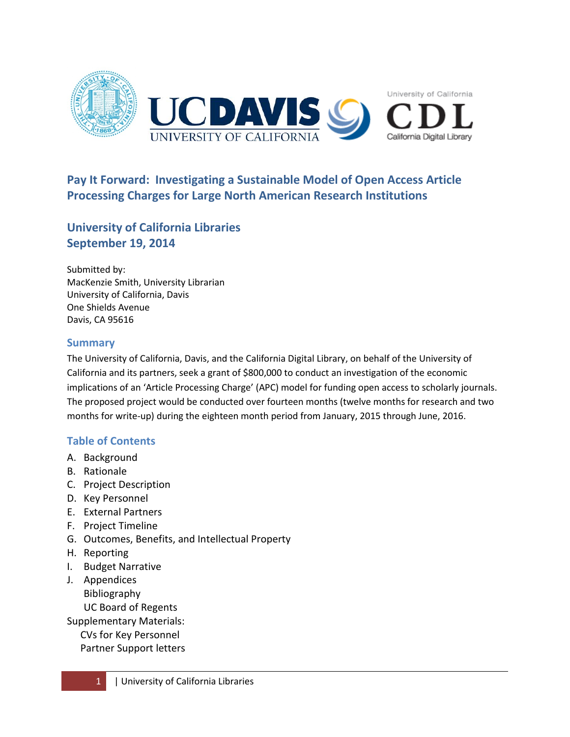# Pay It Forward: Investigating a Sustainable Model of Open Access Article Processing Charges for Large North American Research Institutions

## University of California Libraries
## September 19, 2014

Submitted by:
MacKenzie Smith, University Librarian
University of California, Davis
One Shields Avenue
Davis, CA 95616

### Summary

The University of California, Davis, and the California Digital Library, on behalf of the University of California and its partners, seek a grant of $800,000 to conduct an investigation of the economic implications of an 'Article Processing Charge' (APC) model for funding open access to scholarly journals. The proposed project would be conducted over fourteen months (twelve months for research and two months for write-up) during the eighteen month period from January, 2015 through June, 2016.

### Table of Contents

A. Background
B. Rationale
C. Project Description
D. Key Personnel
E. External Partners
F. Project Timeline
G. Outcomes, Benefits, and Intellectual Property
H. Reporting
I. Budget Narrative
J. Appendices
   Bibliography
   UC Board of Regents

Supplementary Materials:
   CVs for Key Personnel
   Partner Support letters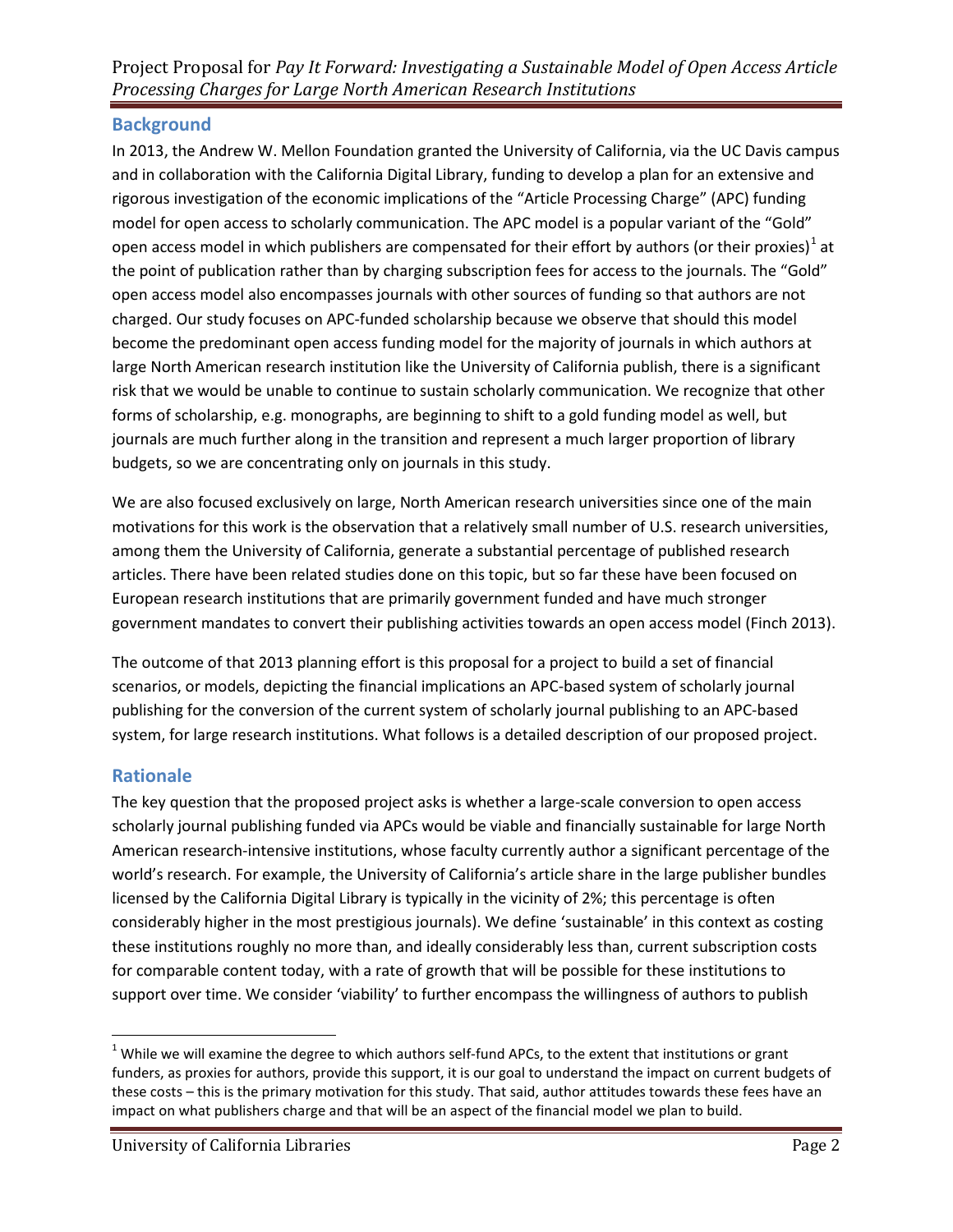## Background

In 2013, the Andrew W. Mellon Foundation granted the University of California, via the UC Davis campus and in collaboration with the California Digital Library, funding to develop a plan for an extensive and rigorous investigation of the economic implications of the "Article Processing Charge" (APC) funding model for open access to scholarly communication. The APC model is a popular variant of the "Gold" open access model in which publishers are compensated for their effort by authors (or their proxies)[1] at the point of publication rather than by charging subscription fees for access to the journals. The "Gold" open access model also encompasses journals with other sources of funding so that authors are not charged. Our study focuses on APC-funded scholarship because we observe that should this model become the predominant open access funding model for the majority of journals in which authors at large North American research institution like the University of California publish, there is a significant risk that we would be unable to continue to sustain scholarly communication. We recognize that other forms of scholarship, e.g. monographs, are beginning to shift to a gold funding model as well, but journals are much further along in the transition and represent a much larger proportion of library budgets, so we are concentrating only on journals in this study.

We are also focused exclusively on large, North American research universities since one of the main motivations for this work is the observation that a relatively small number of U.S. research universities, among them the University of California, generate a substantial percentage of published research articles. There have been related studies done on this topic, but so far these have been focused on European research institutions that are primarily government funded and have much stronger government mandates to convert their publishing activities towards an open access model (Finch 2013).

The outcome of that 2013 planning effort is this proposal for a project to build a set of financial scenarios, or models, depicting the financial implications an APC-based system of scholarly journal publishing for the conversion of the current system of scholarly journal publishing to an APC-based system, for large research institutions. What follows is a detailed description of our proposed project.

## Rationale

The key question that the proposed project asks is whether a large-scale conversion to open access scholarly journal publishing funded via APCs would be viable and financially sustainable for large North American research-intensive institutions, whose faculty currently author a significant percentage of the world's research. For example, the University of California's article share in the large publisher bundles licensed by the California Digital Library is typically in the vicinity of 2%; this percentage is often considerably higher in the most prestigious journals). We define 'sustainable' in this context as costing these institutions roughly no more than, and ideally considerably less than, current subscription costs for comparable content today, with a rate of growth that will be possible for these institutions to support over time. We consider 'viability' to further encompass the willingness of authors to publish

---

[1] While we will examine the degree to which authors self-fund APCs, to the extent that institutions or grant funders, as proxies for authors, provide this support, it is our goal to understand the impact on current budgets of these costs – this is the primary motivation for this study. That said, author attitudes towards these fees have an impact on what publishers charge and that will be an aspect of the financial model we plan to build.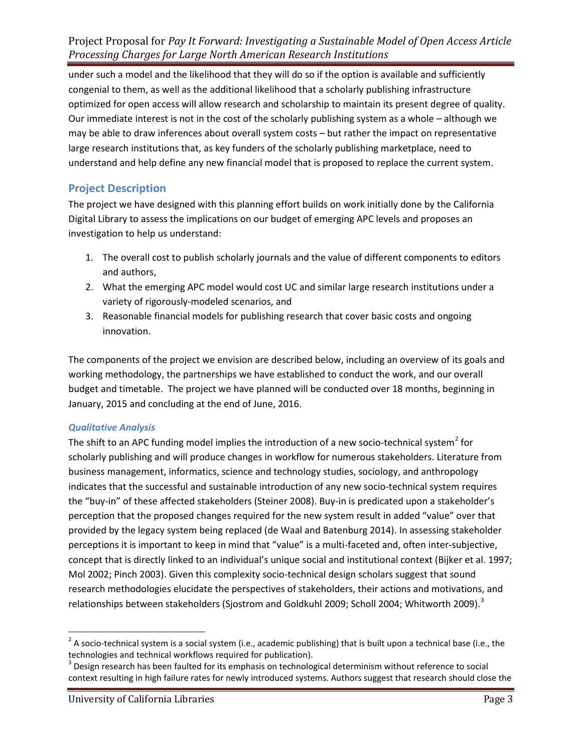under such a model and the likelihood that they will do so if the option is available and sufficiently congenial to them, as well as the additional likelihood that a scholarly publishing infrastructure optimized for open access will allow research and scholarship to maintain its present degree of quality. Our immediate interest is not in the cost of the scholarly publishing system as a whole – although we may be able to draw inferences about overall system costs – but rather the impact on representative large research institutions that, as key funders of the scholarly publishing marketplace, need to understand and help define any new financial model that is proposed to replace the current system.

## Project Description

The project we have designed with this planning effort builds on work initially done by the California Digital Library to assess the implications on our budget of emerging APC levels and proposes an investigation to help us understand:

1. The overall cost to publish scholarly journals and the value of different components to editors and authors,
2. What the emerging APC model would cost UC and similar large research institutions under a variety of rigorously-modeled scenarios, and
3. Reasonable financial models for publishing research that cover basic costs and ongoing innovation.

The components of the project we envision are described below, including an overview of its goals and working methodology, the partnerships we have established to conduct the work, and our overall budget and timetable. The project we have planned will be conducted over 18 months, beginning in January, 2015 and concluding at the end of June, 2016.

### *Qualitative Analysis*

The shift to an APC funding model implies the introduction of a new socio-technical system[2] for scholarly publishing and will produce changes in workflow for numerous stakeholders. Literature from business management, informatics, science and technology studies, sociology, and anthropology indicates that the successful and sustainable introduction of any new socio-technical system requires the "buy-in" of these affected stakeholders (Steiner 2008). Buy-in is predicated upon a stakeholder's perception that the proposed changes required for the new system result in added "value" over that provided by the legacy system being replaced (de Waal and Batenburg 2014). In assessing stakeholder perceptions it is important to keep in mind that "value" is a multi-faceted and, often inter-subjective, concept that is directly linked to an individual's unique social and institutional context (Bijker et al. 1997; Mol 2002; Pinch 2003). Given this complexity socio-technical design scholars suggest that sound research methodologies elucidate the perspectives of stakeholders, their actions and motivations, and relationships between stakeholders (Sjostrom and Goldkuhl 2009; Scholl 2004; Whitworth 2009).[3]

---

[2] A socio-technical system is a social system (i.e., academic publishing) that is built upon a technical base (i.e., the technologies and technical workflows required for publication).

[3] Design research has been faulted for its emphasis on technological determinism without reference to social context resulting in high failure rates for newly introduced systems. Authors suggest that research should close the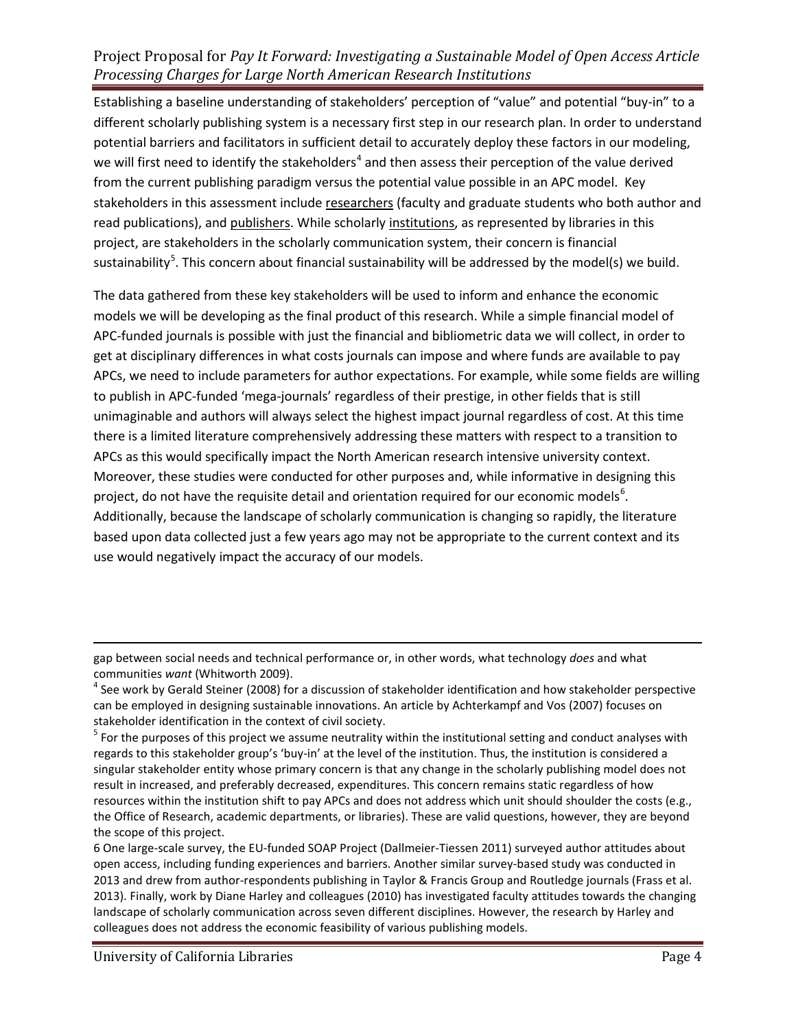Establishing a baseline understanding of stakeholders' perception of "value" and potential "buy-in" to a different scholarly publishing system is a necessary first step in our research plan. In order to understand potential barriers and facilitators in sufficient detail to accurately deploy these factors in our modeling, we will first need to identify the stakeholders[4] and then assess their perception of the value derived from the current publishing paradigm versus the potential value possible in an APC model. Key stakeholders in this assessment include researchers (faculty and graduate students who both author and read publications), and publishers. While scholarly institutions, as represented by libraries in this project, are stakeholders in the scholarly communication system, their concern is financial sustainability[5]. This concern about financial sustainability will be addressed by the model(s) we build.

The data gathered from these key stakeholders will be used to inform and enhance the economic models we will be developing as the final product of this research. While a simple financial model of APC-funded journals is possible with just the financial and bibliometric data we will collect, in order to get at disciplinary differences in what costs journals can impose and where funds are available to pay APCs, we need to include parameters for author expectations. For example, while some fields are willing to publish in APC-funded 'mega-journals' regardless of their prestige, in other fields that is still unimaginable and authors will always select the highest impact journal regardless of cost. At this time there is a limited literature comprehensively addressing these matters with respect to a transition to APCs as this would specifically impact the North American research intensive university context. Moreover, these studies were conducted for other purposes and, while informative in designing this project, do not have the requisite detail and orientation required for our economic models[6]. Additionally, because the landscape of scholarly communication is changing so rapidly, the literature based upon data collected just a few years ago may not be appropriate to the current context and its use would negatively impact the accuracy of our models.

---

gap between social needs and technical performance or, in other words, what technology *does* and what communities *want* (Whitworth 2009).

[4] See work by Gerald Steiner (2008) for a discussion of stakeholder identification and how stakeholder perspective can be employed in designing sustainable innovations. An article by Achterkampf and Vos (2007) focuses on stakeholder identification in the context of civil society.

[5] For the purposes of this project we assume neutrality within the institutional setting and conduct analyses with regards to this stakeholder group's 'buy-in' at the level of the institution. Thus, the institution is considered a singular stakeholder entity whose primary concern is that any change in the scholarly publishing model does not result in increased, and preferably decreased, expenditures. This concern remains static regardless of how resources within the institution shift to pay APCs and does not address which unit should shoulder the costs (e.g., the Office of Research, academic departments, or libraries). These are valid questions, however, they are beyond the scope of this project.

6 One large-scale survey, the EU-funded SOAP Project (Dallmeier-Tiessen 2011) surveyed author attitudes about open access, including funding experiences and barriers. Another similar survey-based study was conducted in 2013 and drew from author-respondents publishing in Taylor & Francis Group and Routledge journals (Frass et al. 2013). Finally, work by Diane Harley and colleagues (2010) has investigated faculty attitudes towards the changing landscape of scholarly communication across seven different disciplines. However, the research by Harley and colleagues does not address the economic feasibility of various publishing models.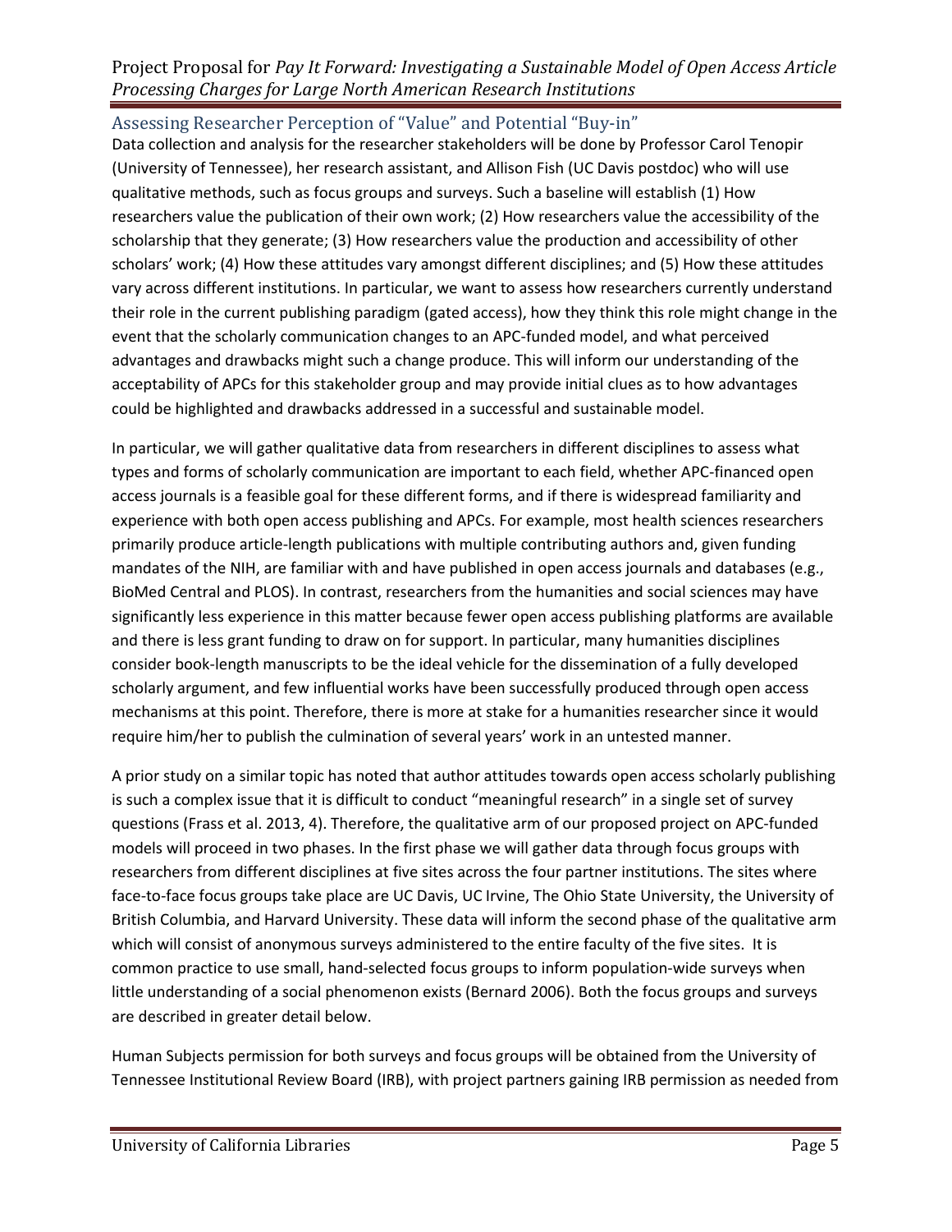## Assessing Researcher Perception of "Value" and Potential "Buy-in"

Data collection and analysis for the researcher stakeholders will be done by Professor Carol Tenopir (University of Tennessee), her research assistant, and Allison Fish (UC Davis postdoc) who will use qualitative methods, such as focus groups and surveys. Such a baseline will establish (1) How researchers value the publication of their own work; (2) How researchers value the accessibility of the scholarship that they generate; (3) How researchers value the production and accessibility of other scholars' work; (4) How these attitudes vary amongst different disciplines; and (5) How these attitudes vary across different institutions. In particular, we want to assess how researchers currently understand their role in the current publishing paradigm (gated access), how they think this role might change in the event that the scholarly communication changes to an APC-funded model, and what perceived advantages and drawbacks might such a change produce. This will inform our understanding of the acceptability of APCs for this stakeholder group and may provide initial clues as to how advantages could be highlighted and drawbacks addressed in a successful and sustainable model.

In particular, we will gather qualitative data from researchers in different disciplines to assess what types and forms of scholarly communication are important to each field, whether APC-financed open access journals is a feasible goal for these different forms, and if there is widespread familiarity and experience with both open access publishing and APCs. For example, most health sciences researchers primarily produce article-length publications with multiple contributing authors and, given funding mandates of the NIH, are familiar with and have published in open access journals and databases (e.g., BioMed Central and PLOS). In contrast, researchers from the humanities and social sciences may have significantly less experience in this matter because fewer open access publishing platforms are available and there is less grant funding to draw on for support. In particular, many humanities disciplines consider book-length manuscripts to be the ideal vehicle for the dissemination of a fully developed scholarly argument, and few influential works have been successfully produced through open access mechanisms at this point. Therefore, there is more at stake for a humanities researcher since it would require him/her to publish the culmination of several years' work in an untested manner.

A prior study on a similar topic has noted that author attitudes towards open access scholarly publishing is such a complex issue that it is difficult to conduct "meaningful research" in a single set of survey questions (Frass et al. 2013, 4). Therefore, the qualitative arm of our proposed project on APC-funded models will proceed in two phases. In the first phase we will gather data through focus groups with researchers from different disciplines at five sites across the four partner institutions. The sites where face-to-face focus groups take place are UC Davis, UC Irvine, The Ohio State University, the University of British Columbia, and Harvard University. These data will inform the second phase of the qualitative arm which will consist of anonymous surveys administered to the entire faculty of the five sites. It is common practice to use small, hand-selected focus groups to inform population-wide surveys when little understanding of a social phenomenon exists (Bernard 2006). Both the focus groups and surveys are described in greater detail below.

Human Subjects permission for both surveys and focus groups will be obtained from the University of Tennessee Institutional Review Board (IRB), with project partners gaining IRB permission as needed from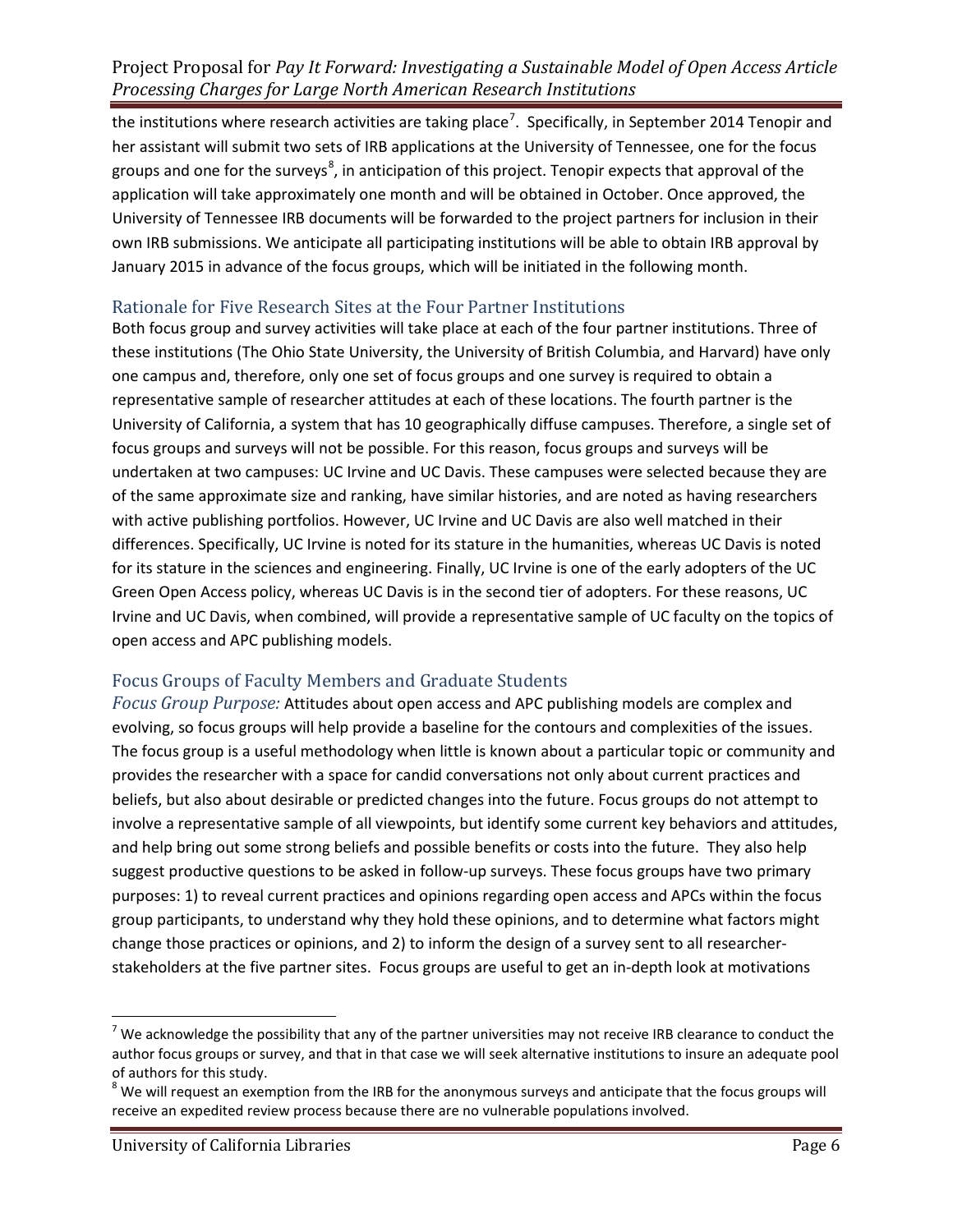the institutions where research activities are taking place[7]. Specifically, in September 2014 Tenopir and her assistant will submit two sets of IRB applications at the University of Tennessee, one for the focus groups and one for the surveys[8], in anticipation of this project. Tenopir expects that approval of the application will take approximately one month and will be obtained in October. Once approved, the University of Tennessee IRB documents will be forwarded to the project partners for inclusion in their own IRB submissions. We anticipate all participating institutions will be able to obtain IRB approval by January 2015 in advance of the focus groups, which will be initiated in the following month.

## Rationale for Five Research Sites at the Four Partner Institutions

Both focus group and survey activities will take place at each of the four partner institutions. Three of these institutions (The Ohio State University, the University of British Columbia, and Harvard) have only one campus and, therefore, only one set of focus groups and one survey is required to obtain a representative sample of researcher attitudes at each of these locations. The fourth partner is the University of California, a system that has 10 geographically diffuse campuses. Therefore, a single set of focus groups and surveys will not be possible. For this reason, focus groups and surveys will be undertaken at two campuses: UC Irvine and UC Davis. These campuses were selected because they are of the same approximate size and ranking, have similar histories, and are noted as having researchers with active publishing portfolios. However, UC Irvine and UC Davis are also well matched in their differences. Specifically, UC Irvine is noted for its stature in the humanities, whereas UC Davis is noted for its stature in the sciences and engineering. Finally, UC Irvine is one of the early adopters of the UC Green Open Access policy, whereas UC Davis is in the second tier of adopters. For these reasons, UC Irvine and UC Davis, when combined, will provide a representative sample of UC faculty on the topics of open access and APC publishing models.

## Focus Groups of Faculty Members and Graduate Students

*Focus Group Purpose:* Attitudes about open access and APC publishing models are complex and evolving, so focus groups will help provide a baseline for the contours and complexities of the issues. The focus group is a useful methodology when little is known about a particular topic or community and provides the researcher with a space for candid conversations not only about current practices and beliefs, but also about desirable or predicted changes into the future. Focus groups do not attempt to involve a representative sample of all viewpoints, but identify some current key behaviors and attitudes, and help bring out some strong beliefs and possible benefits or costs into the future. They also help suggest productive questions to be asked in follow-up surveys. These focus groups have two primary purposes: 1) to reveal current practices and opinions regarding open access and APCs within the focus group participants, to understand why they hold these opinions, and to determine what factors might change those practices or opinions, and 2) to inform the design of a survey sent to all researcher-stakeholders at the five partner sites. Focus groups are useful to get an in-depth look at motivations

---

[7] We acknowledge the possibility that any of the partner universities may not receive IRB clearance to conduct the author focus groups or survey, and that in that case we will seek alternative institutions to insure an adequate pool of authors for this study.

[8] We will request an exemption from the IRB for the anonymous surveys and anticipate that the focus groups will receive an expedited review process because there are no vulnerable populations involved.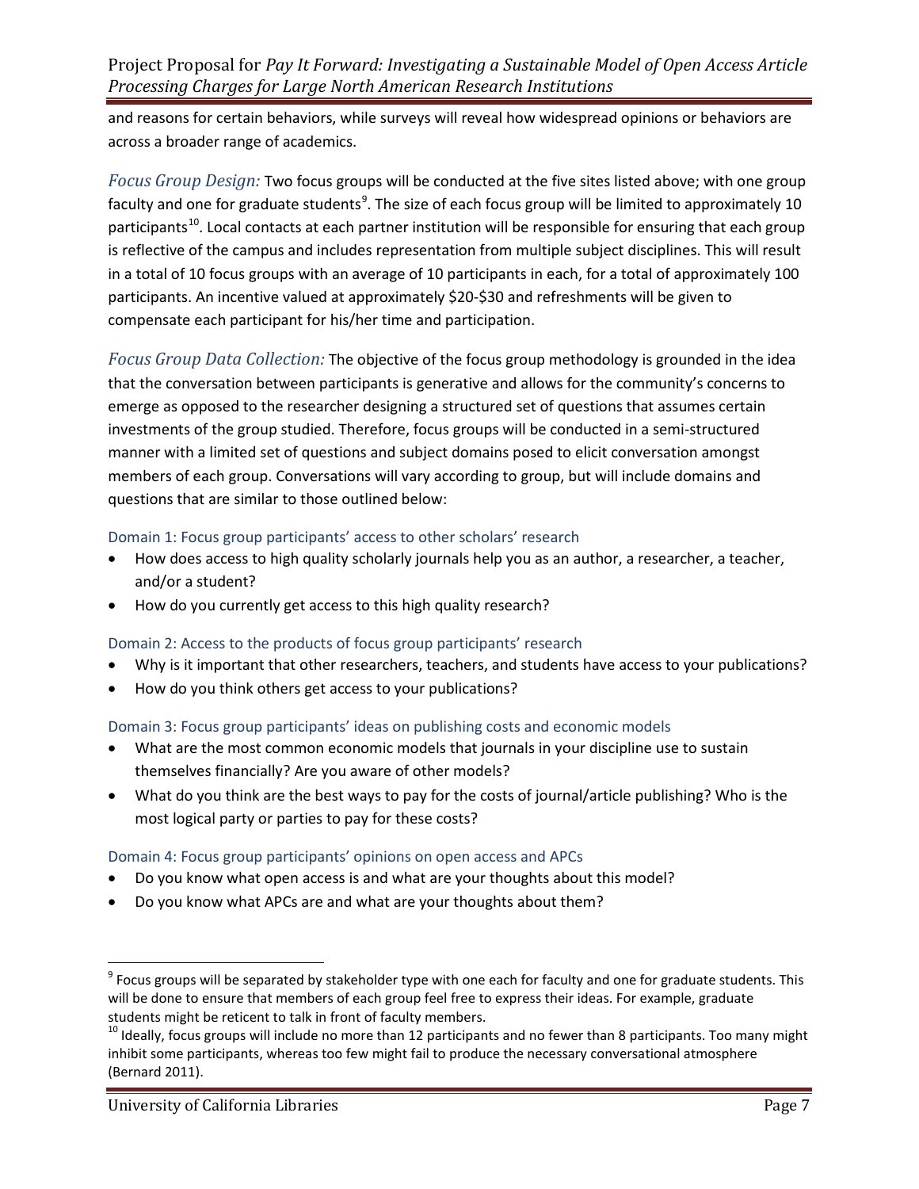and reasons for certain behaviors, while surveys will reveal how widespread opinions or behaviors are across a broader range of academics.

*Focus Group Design:* Two focus groups will be conducted at the five sites listed above; with one group faculty and one for graduate students[9]. The size of each focus group will be limited to approximately 10 participants[10]. Local contacts at each partner institution will be responsible for ensuring that each group is reflective of the campus and includes representation from multiple subject disciplines. This will result in a total of 10 focus groups with an average of 10 participants in each, for a total of approximately 100 participants. An incentive valued at approximately $20-$30 and refreshments will be given to compensate each participant for his/her time and participation.

*Focus Group Data Collection:* The objective of the focus group methodology is grounded in the idea that the conversation between participants is generative and allows for the community's concerns to emerge as opposed to the researcher designing a structured set of questions that assumes certain investments of the group studied. Therefore, focus groups will be conducted in a semi-structured manner with a limited set of questions and subject domains posed to elicit conversation amongst members of each group. Conversations will vary according to group, but will include domains and questions that are similar to those outlined below:

#### Domain 1: Focus group participants' access to other scholars' research

- How does access to high quality scholarly journals help you as an author, a researcher, a teacher, and/or a student?
- How do you currently get access to this high quality research?

#### Domain 2: Access to the products of focus group participants' research

- Why is it important that other researchers, teachers, and students have access to your publications?
- How do you think others get access to your publications?

#### Domain 3: Focus group participants' ideas on publishing costs and economic models

- What are the most common economic models that journals in your discipline use to sustain themselves financially? Are you aware of other models?
- What do you think are the best ways to pay for the costs of journal/article publishing? Who is the most logical party or parties to pay for these costs?

#### Domain 4: Focus group participants' opinions on open access and APCs

- Do you know what open access is and what are your thoughts about this model?
- Do you know what APCs are and what are your thoughts about them?

---

[9] Focus groups will be separated by stakeholder type with one each for faculty and one for graduate students. This will be done to ensure that members of each group feel free to express their ideas. For example, graduate students might be reticent to talk in front of faculty members.

[10] Ideally, focus groups will include no more than 12 participants and no fewer than 8 participants. Too many might inhibit some participants, whereas too few might fail to produce the necessary conversational atmosphere (Bernard 2011).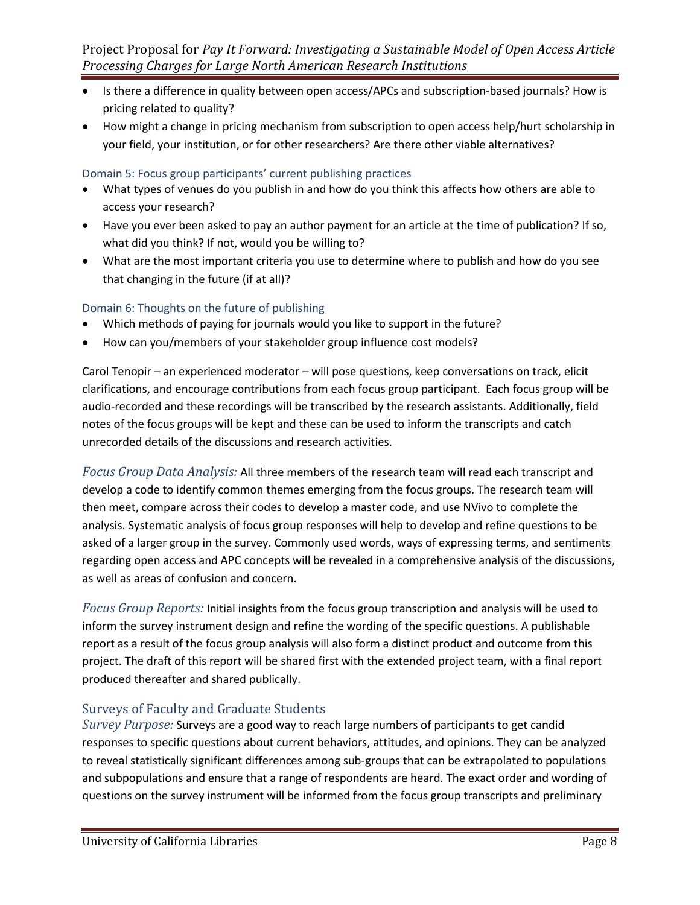- Is there a difference in quality between open access/APCs and subscription-based journals? How is pricing related to quality?
- How might a change in pricing mechanism from subscription to open access help/hurt scholarship in your field, your institution, or for other researchers? Are there other viable alternatives?

#### Domain 5: Focus group participants' current publishing practices

- What types of venues do you publish in and how do you think this affects how others are able to access your research?
- Have you ever been asked to pay an author payment for an article at the time of publication? If so, what did you think? If not, would you be willing to?
- What are the most important criteria you use to determine where to publish and how do you see that changing in the future (if at all)?

#### Domain 6: Thoughts on the future of publishing

- Which methods of paying for journals would you like to support in the future?
- How can you/members of your stakeholder group influence cost models?

Carol Tenopir – an experienced moderator – will pose questions, keep conversations on track, elicit clarifications, and encourage contributions from each focus group participant. Each focus group will be audio-recorded and these recordings will be transcribed by the research assistants. Additionally, field notes of the focus groups will be kept and these can be used to inform the transcripts and catch unrecorded details of the discussions and research activities.

*Focus Group Data Analysis:* All three members of the research team will read each transcript and develop a code to identify common themes emerging from the focus groups. The research team will then meet, compare across their codes to develop a master code, and use NVivo to complete the analysis. Systematic analysis of focus group responses will help to develop and refine questions to be asked of a larger group in the survey. Commonly used words, ways of expressing terms, and sentiments regarding open access and APC concepts will be revealed in a comprehensive analysis of the discussions, as well as areas of confusion and concern.

*Focus Group Reports:* Initial insights from the focus group transcription and analysis will be used to inform the survey instrument design and refine the wording of the specific questions. A publishable report as a result of the focus group analysis will also form a distinct product and outcome from this project. The draft of this report will be shared first with the extended project team, with a final report produced thereafter and shared publically.

### Surveys of Faculty and Graduate Students

*Survey Purpose:* Surveys are a good way to reach large numbers of participants to get candid responses to specific questions about current behaviors, attitudes, and opinions. They can be analyzed to reveal statistically significant differences among sub-groups that can be extrapolated to populations and subpopulations and ensure that a range of respondents are heard. The exact order and wording of questions on the survey instrument will be informed from the focus group transcripts and preliminary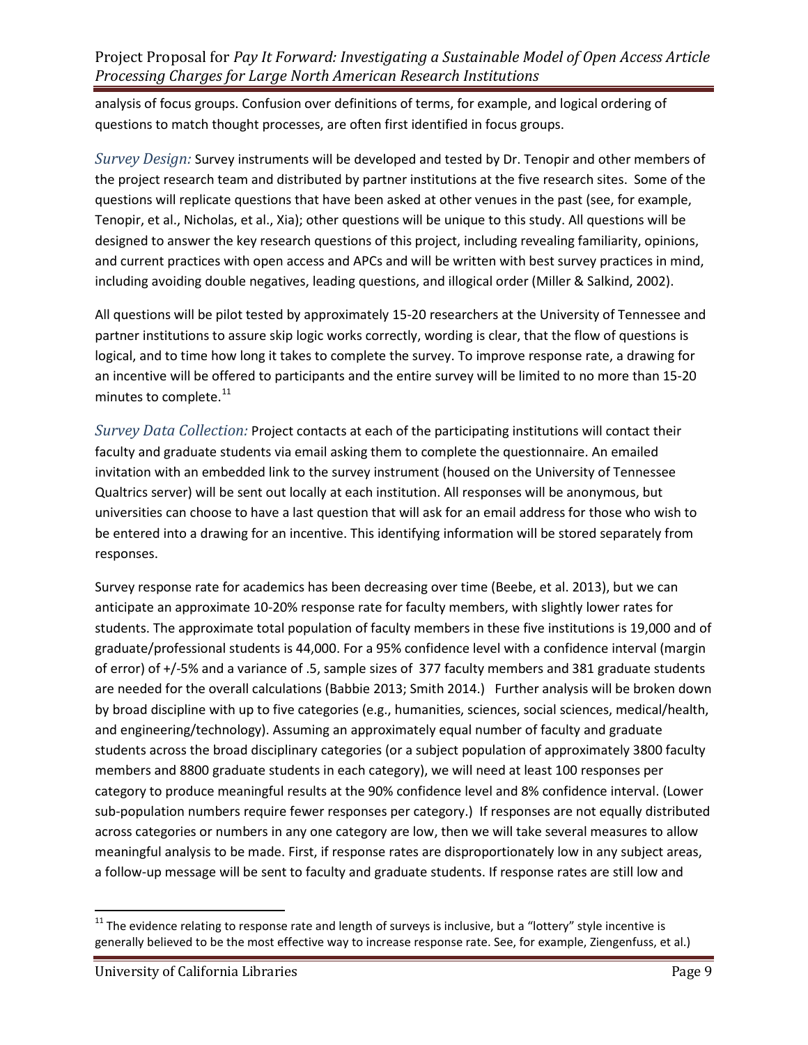analysis of focus groups. Confusion over definitions of terms, for example, and logical ordering of questions to match thought processes, are often first identified in focus groups.

*Survey Design:* Survey instruments will be developed and tested by Dr. Tenopir and other members of the project research team and distributed by partner institutions at the five research sites. Some of the questions will replicate questions that have been asked at other venues in the past (see, for example, Tenopir, et al., Nicholas, et al., Xia); other questions will be unique to this study. All questions will be designed to answer the key research questions of this project, including revealing familiarity, opinions, and current practices with open access and APCs and will be written with best survey practices in mind, including avoiding double negatives, leading questions, and illogical order (Miller & Salkind, 2002).

All questions will be pilot tested by approximately 15-20 researchers at the University of Tennessee and partner institutions to assure skip logic works correctly, wording is clear, that the flow of questions is logical, and to time how long it takes to complete the survey. To improve response rate, a drawing for an incentive will be offered to participants and the entire survey will be limited to no more than 15-20 minutes to complete.[11]

*Survey Data Collection:* Project contacts at each of the participating institutions will contact their faculty and graduate students via email asking them to complete the questionnaire. An emailed invitation with an embedded link to the survey instrument (housed on the University of Tennessee Qualtrics server) will be sent out locally at each institution. All responses will be anonymous, but universities can choose to have a last question that will ask for an email address for those who wish to be entered into a drawing for an incentive. This identifying information will be stored separately from responses.

Survey response rate for academics has been decreasing over time (Beebe, et al. 2013), but we can anticipate an approximate 10-20% response rate for faculty members, with slightly lower rates for students. The approximate total population of faculty members in these five institutions is 19,000 and of graduate/professional students is 44,000. For a 95% confidence level with a confidence interval (margin of error) of +/-5% and a variance of .5, sample sizes of 377 faculty members and 381 graduate students are needed for the overall calculations (Babbie 2013; Smith 2014.) Further analysis will be broken down by broad discipline with up to five categories (e.g., humanities, sciences, social sciences, medical/health, and engineering/technology). Assuming an approximately equal number of faculty and graduate students across the broad disciplinary categories (or a subject population of approximately 3800 faculty members and 8800 graduate students in each category), we will need at least 100 responses per category to produce meaningful results at the 90% confidence level and 8% confidence interval. (Lower sub-population numbers require fewer responses per category.) If responses are not equally distributed across categories or numbers in any one category are low, then we will take several measures to allow meaningful analysis to be made. First, if response rates are disproportionately low in any subject areas, a follow-up message will be sent to faculty and graduate students. If response rates are still low and

[11] The evidence relating to response rate and length of surveys is inclusive, but a "lottery" style incentive is generally believed to be the most effective way to increase response rate. See, for example, Ziengenfuss, et al.)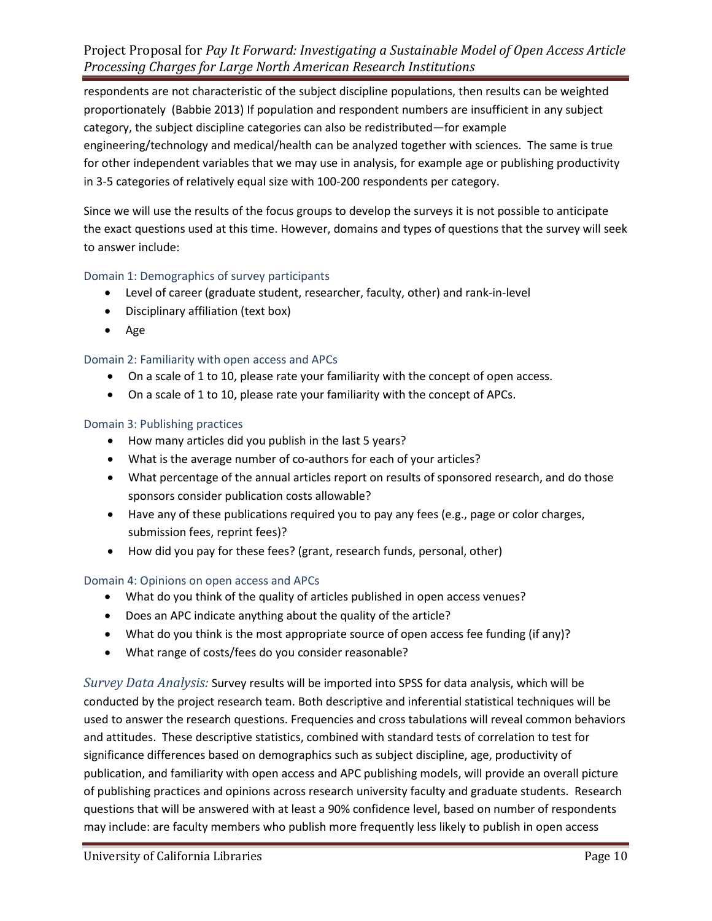respondents are not characteristic of the subject discipline populations, then results can be weighted proportionately (Babbie 2013) If population and respondent numbers are insufficient in any subject category, the subject discipline categories can also be redistributed—for example engineering/technology and medical/health can be analyzed together with sciences. The same is true for other independent variables that we may use in analysis, for example age or publishing productivity in 3-5 categories of relatively equal size with 100-200 respondents per category.

Since we will use the results of the focus groups to develop the surveys it is not possible to anticipate the exact questions used at this time. However, domains and types of questions that the survey will seek to answer include:

#### Domain 1: Demographics of survey participants

- Level of career (graduate student, researcher, faculty, other) and rank-in-level
- Disciplinary affiliation (text box)
- Age

#### Domain 2: Familiarity with open access and APCs

- On a scale of 1 to 10, please rate your familiarity with the concept of open access.
- On a scale of 1 to 10, please rate your familiarity with the concept of APCs.

#### Domain 3: Publishing practices

- How many articles did you publish in the last 5 years?
- What is the average number of co-authors for each of your articles?
- What percentage of the annual articles report on results of sponsored research, and do those sponsors consider publication costs allowable?
- Have any of these publications required you to pay any fees (e.g., page or color charges, submission fees, reprint fees)?
- How did you pay for these fees? (grant, research funds, personal, other)

#### Domain 4: Opinions on open access and APCs

- What do you think of the quality of articles published in open access venues?
- Does an APC indicate anything about the quality of the article?
- What do you think is the most appropriate source of open access fee funding (if any)?
- What range of costs/fees do you consider reasonable?

*Survey Data Analysis:* Survey results will be imported into SPSS for data analysis, which will be conducted by the project research team. Both descriptive and inferential statistical techniques will be used to answer the research questions. Frequencies and cross tabulations will reveal common behaviors and attitudes. These descriptive statistics, combined with standard tests of correlation to test for significance differences based on demographics such as subject discipline, age, productivity of publication, and familiarity with open access and APC publishing models, will provide an overall picture of publishing practices and opinions across research university faculty and graduate students. Research questions that will be answered with at least a 90% confidence level, based on number of respondents may include: are faculty members who publish more frequently less likely to publish in open access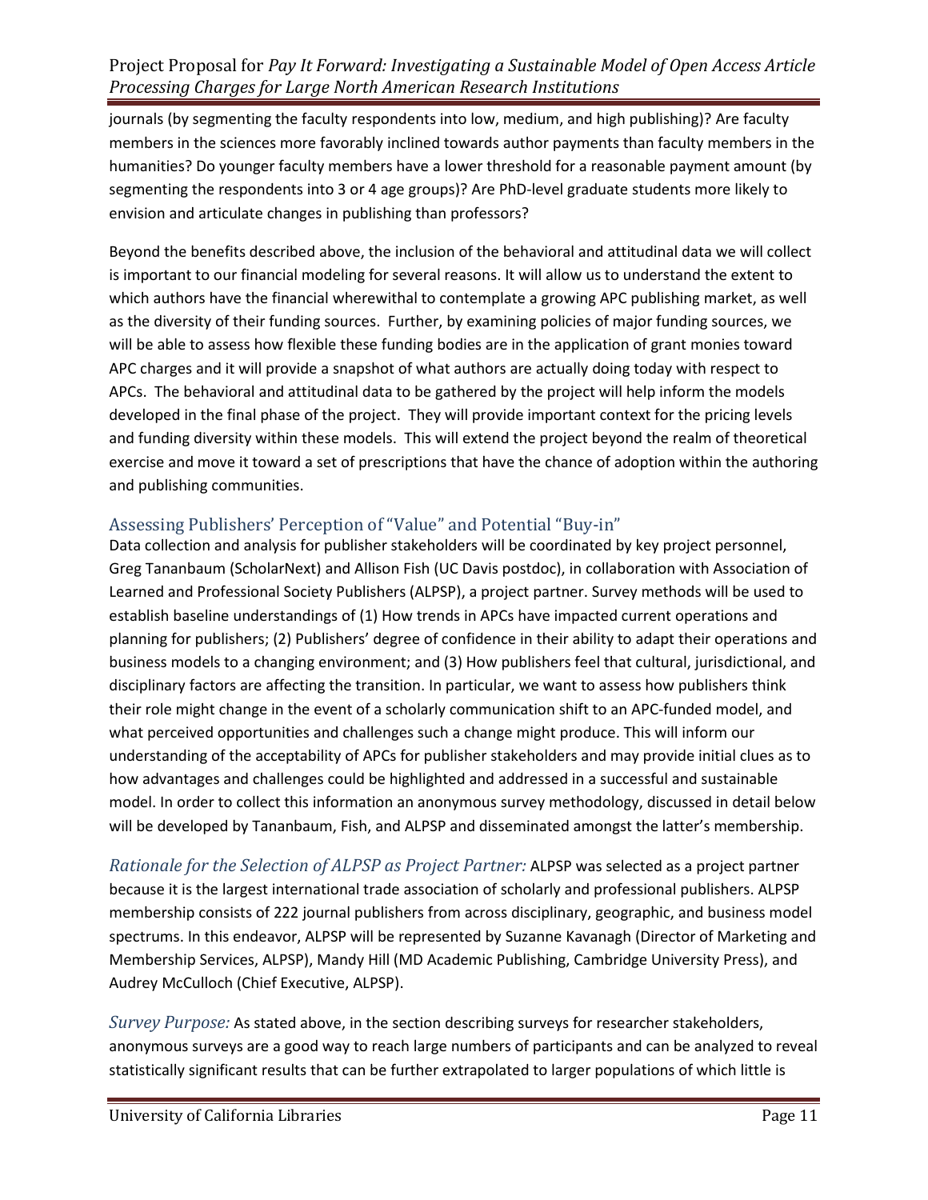journals (by segmenting the faculty respondents into low, medium, and high publishing)? Are faculty members in the sciences more favorably inclined towards author payments than faculty members in the humanities? Do younger faculty members have a lower threshold for a reasonable payment amount (by segmenting the respondents into 3 or 4 age groups)? Are PhD-level graduate students more likely to envision and articulate changes in publishing than professors?

Beyond the benefits described above, the inclusion of the behavioral and attitudinal data we will collect is important to our financial modeling for several reasons. It will allow us to understand the extent to which authors have the financial wherewithal to contemplate a growing APC publishing market, as well as the diversity of their funding sources. Further, by examining policies of major funding sources, we will be able to assess how flexible these funding bodies are in the application of grant monies toward APC charges and it will provide a snapshot of what authors are actually doing today with respect to APCs. The behavioral and attitudinal data to be gathered by the project will help inform the models developed in the final phase of the project. They will provide important context for the pricing levels and funding diversity within these models. This will extend the project beyond the realm of theoretical exercise and move it toward a set of prescriptions that have the chance of adoption within the authoring and publishing communities.

## Assessing Publishers' Perception of "Value" and Potential "Buy-in"

Data collection and analysis for publisher stakeholders will be coordinated by key project personnel, Greg Tananbaum (ScholarNext) and Allison Fish (UC Davis postdoc), in collaboration with Association of Learned and Professional Society Publishers (ALPSP), a project partner. Survey methods will be used to establish baseline understandings of (1) How trends in APCs have impacted current operations and planning for publishers; (2) Publishers' degree of confidence in their ability to adapt their operations and business models to a changing environment; and (3) How publishers feel that cultural, jurisdictional, and disciplinary factors are affecting the transition. In particular, we want to assess how publishers think their role might change in the event of a scholarly communication shift to an APC-funded model, and what perceived opportunities and challenges such a change might produce. This will inform our understanding of the acceptability of APCs for publisher stakeholders and may provide initial clues as to how advantages and challenges could be highlighted and addressed in a successful and sustainable model. In order to collect this information an anonymous survey methodology, discussed in detail below will be developed by Tananbaum, Fish, and ALPSP and disseminated amongst the latter's membership.

*Rationale for the Selection of ALPSP as Project Partner:* ALPSP was selected as a project partner because it is the largest international trade association of scholarly and professional publishers. ALPSP membership consists of 222 journal publishers from across disciplinary, geographic, and business model spectrums. In this endeavor, ALPSP will be represented by Suzanne Kavanagh (Director of Marketing and Membership Services, ALPSP), Mandy Hill (MD Academic Publishing, Cambridge University Press), and Audrey McCulloch (Chief Executive, ALPSP).

*Survey Purpose:* As stated above, in the section describing surveys for researcher stakeholders, anonymous surveys are a good way to reach large numbers of participants and can be analyzed to reveal statistically significant results that can be further extrapolated to larger populations of which little is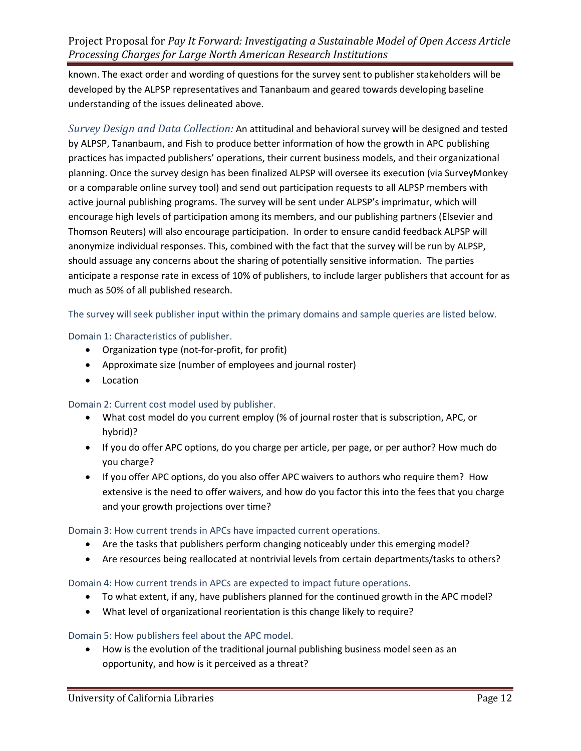known. The exact order and wording of questions for the survey sent to publisher stakeholders will be developed by the ALPSP representatives and Tananbaum and geared towards developing baseline understanding of the issues delineated above.

*Survey Design and Data Collection:* An attitudinal and behavioral survey will be designed and tested by ALPSP, Tananbaum, and Fish to produce better information of how the growth in APC publishing practices has impacted publishers' operations, their current business models, and their organizational planning. Once the survey design has been finalized ALPSP will oversee its execution (via SurveyMonkey or a comparable online survey tool) and send out participation requests to all ALPSP members with active journal publishing programs. The survey will be sent under ALPSP's imprimatur, which will encourage high levels of participation among its members, and our publishing partners (Elsevier and Thomson Reuters) will also encourage participation. In order to ensure candid feedback ALPSP will anonymize individual responses. This, combined with the fact that the survey will be run by ALPSP, should assuage any concerns about the sharing of potentially sensitive information. The parties anticipate a response rate in excess of 10% of publishers, to include larger publishers that account for as much as 50% of all published research.

The survey will seek publisher input within the primary domains and sample queries are listed below.

Domain 1: Characteristics of publisher.

- Organization type (not-for-profit, for profit)
- Approximate size (number of employees and journal roster)
- Location

Domain 2: Current cost model used by publisher.

- What cost model do you current employ (% of journal roster that is subscription, APC, or hybrid)?
- If you do offer APC options, do you charge per article, per page, or per author? How much do you charge?
- If you offer APC options, do you also offer APC waivers to authors who require them? How extensive is the need to offer waivers, and how do you factor this into the fees that you charge and your growth projections over time?

Domain 3: How current trends in APCs have impacted current operations.

- Are the tasks that publishers perform changing noticeably under this emerging model?
- Are resources being reallocated at nontrivial levels from certain departments/tasks to others?

Domain 4: How current trends in APCs are expected to impact future operations.

- To what extent, if any, have publishers planned for the continued growth in the APC model?
- What level of organizational reorientation is this change likely to require?

Domain 5: How publishers feel about the APC model.

- How is the evolution of the traditional journal publishing business model seen as an opportunity, and how is it perceived as a threat?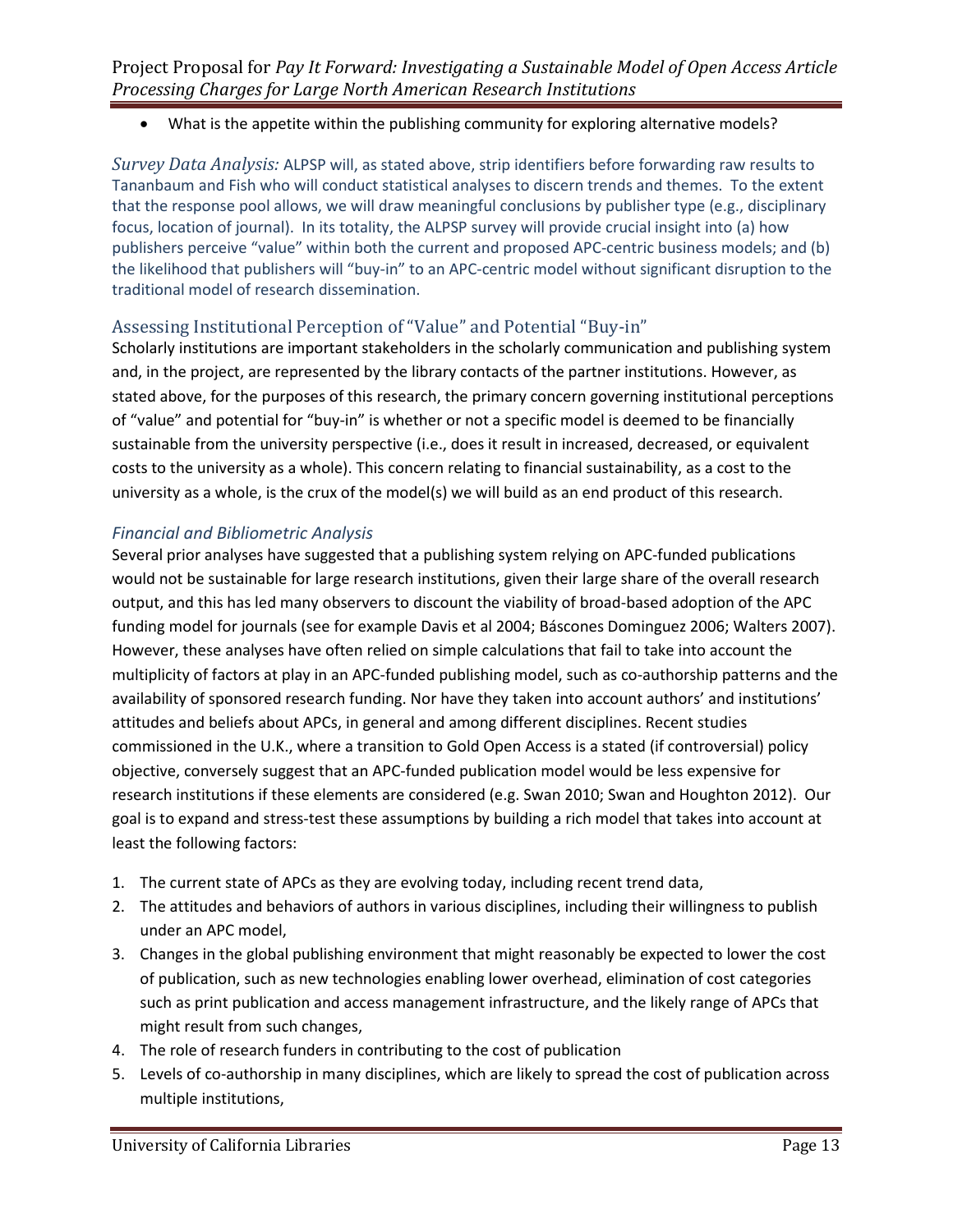- What is the appetite within the publishing community for exploring alternative models?

*Survey Data Analysis:* ALPSP will, as stated above, strip identifiers before forwarding raw results to Tananbaum and Fish who will conduct statistical analyses to discern trends and themes. To the extent that the response pool allows, we will draw meaningful conclusions by publisher type (e.g., disciplinary focus, location of journal). In its totality, the ALPSP survey will provide crucial insight into (a) how publishers perceive "value" within both the current and proposed APC-centric business models; and (b) the likelihood that publishers will "buy-in" to an APC-centric model without significant disruption to the traditional model of research dissemination.

## Assessing Institutional Perception of "Value" and Potential "Buy-in"

Scholarly institutions are important stakeholders in the scholarly communication and publishing system and, in the project, are represented by the library contacts of the partner institutions. However, as stated above, for the purposes of this research, the primary concern governing institutional perceptions of "value" and potential for "buy-in" is whether or not a specific model is deemed to be financially sustainable from the university perspective (i.e., does it result in increased, decreased, or equivalent costs to the university as a whole). This concern relating to financial sustainability, as a cost to the university as a whole, is the crux of the model(s) we will build as an end product of this research.

### *Financial and Bibliometric Analysis*

Several prior analyses have suggested that a publishing system relying on APC-funded publications would not be sustainable for large research institutions, given their large share of the overall research output, and this has led many observers to discount the viability of broad-based adoption of the APC funding model for journals (see for example Davis et al 2004; Báscones Dominguez 2006; Walters 2007). However, these analyses have often relied on simple calculations that fail to take into account the multiplicity of factors at play in an APC-funded publishing model, such as co-authorship patterns and the availability of sponsored research funding. Nor have they taken into account authors' and institutions' attitudes and beliefs about APCs, in general and among different disciplines. Recent studies commissioned in the U.K., where a transition to Gold Open Access is a stated (if controversial) policy objective, conversely suggest that an APC-funded publication model would be less expensive for research institutions if these elements are considered (e.g. Swan 2010; Swan and Houghton 2012). Our goal is to expand and stress-test these assumptions by building a rich model that takes into account at least the following factors:

1. The current state of APCs as they are evolving today, including recent trend data,
2. The attitudes and behaviors of authors in various disciplines, including their willingness to publish under an APC model,
3. Changes in the global publishing environment that might reasonably be expected to lower the cost of publication, such as new technologies enabling lower overhead, elimination of cost categories such as print publication and access management infrastructure, and the likely range of APCs that might result from such changes,
4. The role of research funders in contributing to the cost of publication
5. Levels of co-authorship in many disciplines, which are likely to spread the cost of publication across multiple institutions,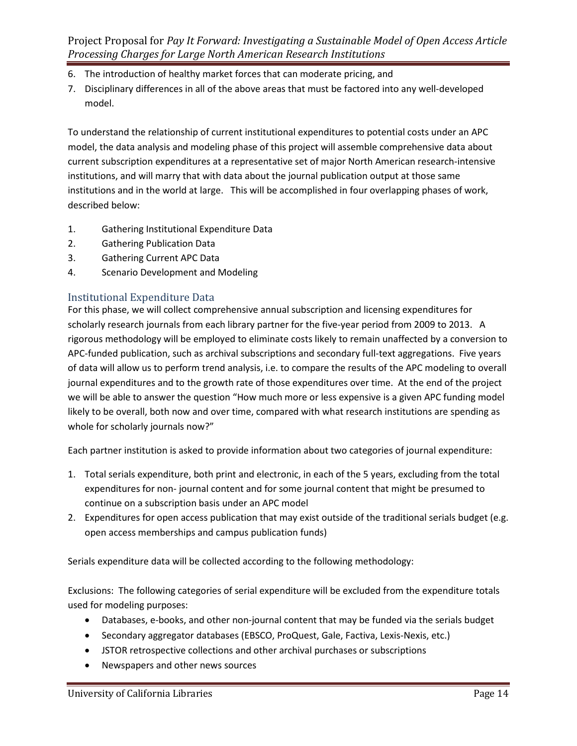6. The introduction of healthy market forces that can moderate pricing, and
7. Disciplinary differences in all of the above areas that must be factored into any well-developed model.

To understand the relationship of current institutional expenditures to potential costs under an APC model, the data analysis and modeling phase of this project will assemble comprehensive data about current subscription expenditures at a representative set of major North American research-intensive institutions, and will marry that with data about the journal publication output at those same institutions and in the world at large. This will be accomplished in four overlapping phases of work, described below:

1. Gathering Institutional Expenditure Data
2. Gathering Publication Data
3. Gathering Current APC Data
4. Scenario Development and Modeling

## Institutional Expenditure Data

For this phase, we will collect comprehensive annual subscription and licensing expenditures for scholarly research journals from each library partner for the five-year period from 2009 to 2013. A rigorous methodology will be employed to eliminate costs likely to remain unaffected by a conversion to APC-funded publication, such as archival subscriptions and secondary full-text aggregations. Five years of data will allow us to perform trend analysis, i.e. to compare the results of the APC modeling to overall journal expenditures and to the growth rate of those expenditures over time. At the end of the project we will be able to answer the question "How much more or less expensive is a given APC funding model likely to be overall, both now and over time, compared with what research institutions are spending as whole for scholarly journals now?"

Each partner institution is asked to provide information about two categories of journal expenditure:

1. Total serials expenditure, both print and electronic, in each of the 5 years, excluding from the total expenditures for non- journal content and for some journal content that might be presumed to continue on a subscription basis under an APC model
2. Expenditures for open access publication that may exist outside of the traditional serials budget (e.g. open access memberships and campus publication funds)

Serials expenditure data will be collected according to the following methodology:

Exclusions: The following categories of serial expenditure will be excluded from the expenditure totals used for modeling purposes:

- Databases, e-books, and other non-journal content that may be funded via the serials budget
- Secondary aggregator databases (EBSCO, ProQuest, Gale, Factiva, Lexis-Nexis, etc.)
- JSTOR retrospective collections and other archival purchases or subscriptions
- Newspapers and other news sources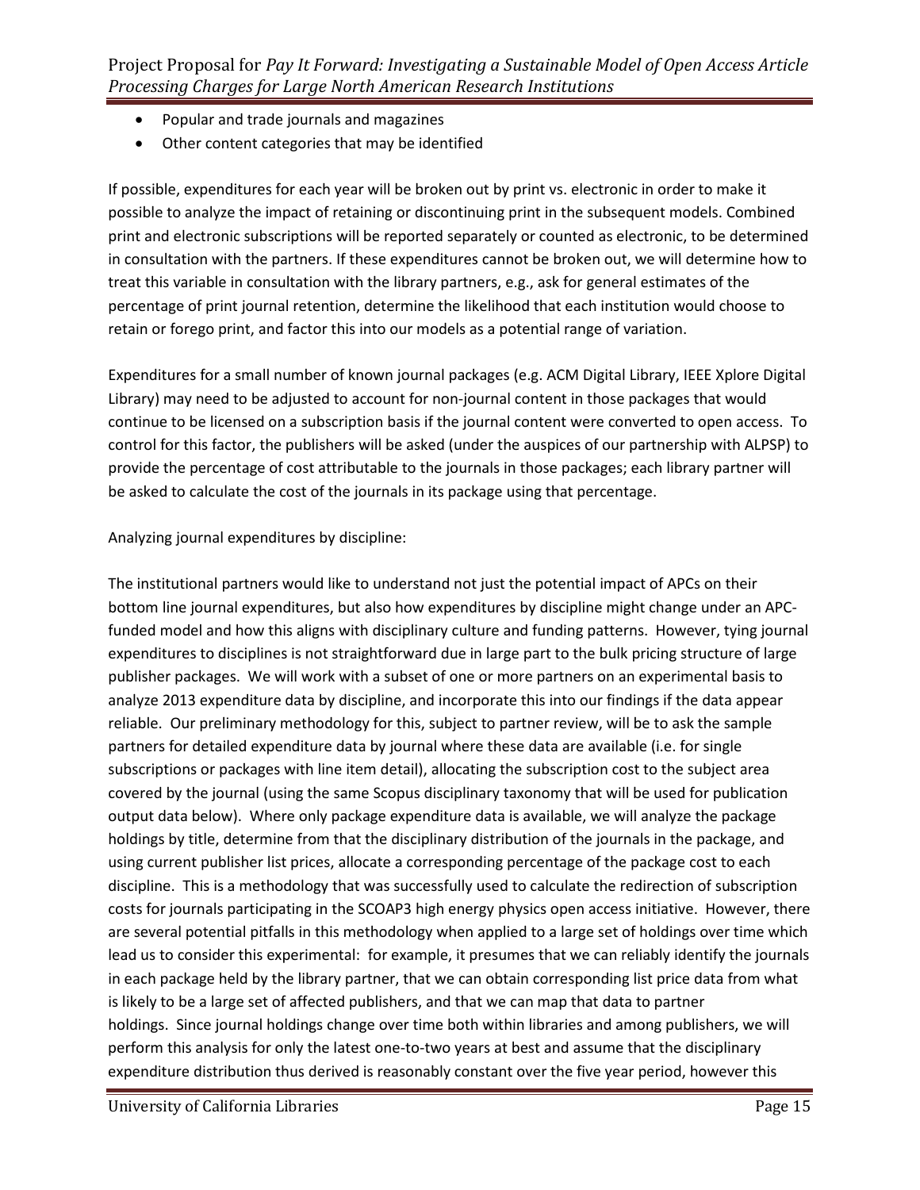- Popular and trade journals and magazines
- Other content categories that may be identified

If possible, expenditures for each year will be broken out by print vs. electronic in order to make it possible to analyze the impact of retaining or discontinuing print in the subsequent models. Combined print and electronic subscriptions will be reported separately or counted as electronic, to be determined in consultation with the partners. If these expenditures cannot be broken out, we will determine how to treat this variable in consultation with the library partners, e.g., ask for general estimates of the percentage of print journal retention, determine the likelihood that each institution would choose to retain or forego print, and factor this into our models as a potential range of variation.

Expenditures for a small number of known journal packages (e.g. ACM Digital Library, IEEE Xplore Digital Library) may need to be adjusted to account for non-journal content in those packages that would continue to be licensed on a subscription basis if the journal content were converted to open access. To control for this factor, the publishers will be asked (under the auspices of our partnership with ALPSP) to provide the percentage of cost attributable to the journals in those packages; each library partner will be asked to calculate the cost of the journals in its package using that percentage.

Analyzing journal expenditures by discipline:

The institutional partners would like to understand not just the potential impact of APCs on their bottom line journal expenditures, but also how expenditures by discipline might change under an APC-funded model and how this aligns with disciplinary culture and funding patterns. However, tying journal expenditures to disciplines is not straightforward due in large part to the bulk pricing structure of large publisher packages. We will work with a subset of one or more partners on an experimental basis to analyze 2013 expenditure data by discipline, and incorporate this into our findings if the data appear reliable. Our preliminary methodology for this, subject to partner review, will be to ask the sample partners for detailed expenditure data by journal where these data are available (i.e. for single subscriptions or packages with line item detail), allocating the subscription cost to the subject area covered by the journal (using the same Scopus disciplinary taxonomy that will be used for publication output data below). Where only package expenditure data is available, we will analyze the package holdings by title, determine from that the disciplinary distribution of the journals in the package, and using current publisher list prices, allocate a corresponding percentage of the package cost to each discipline. This is a methodology that was successfully used to calculate the redirection of subscription costs for journals participating in the SCOAP3 high energy physics open access initiative. However, there are several potential pitfalls in this methodology when applied to a large set of holdings over time which lead us to consider this experimental: for example, it presumes that we can reliably identify the journals in each package held by the library partner, that we can obtain corresponding list price data from what is likely to be a large set of affected publishers, and that we can map that data to partner holdings. Since journal holdings change over time both within libraries and among publishers, we will perform this analysis for only the latest one-to-two years at best and assume that the disciplinary expenditure distribution thus derived is reasonably constant over the five year period, however this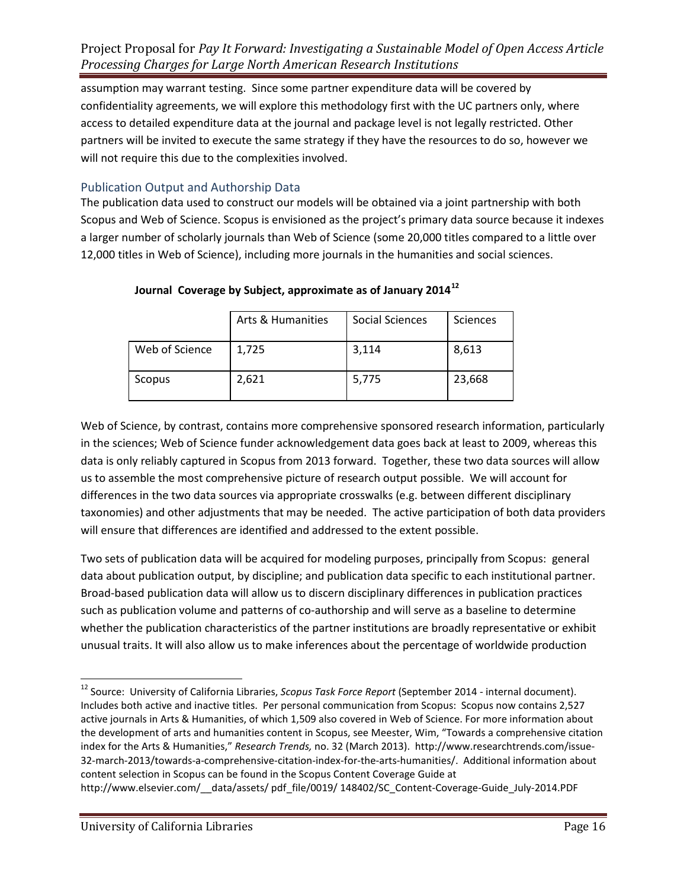assumption may warrant testing. Since some partner expenditure data will be covered by confidentiality agreements, we will explore this methodology first with the UC partners only, where access to detailed expenditure data at the journal and package level is not legally restricted. Other partners will be invited to execute the same strategy if they have the resources to do so, however we will not require this due to the complexities involved.

## Publication Output and Authorship Data

The publication data used to construct our models will be obtained via a joint partnership with both Scopus and Web of Science. Scopus is envisioned as the project's primary data source because it indexes a larger number of scholarly journals than Web of Science (some 20,000 titles compared to a little over 12,000 titles in Web of Science), including more journals in the humanities and social sciences.

**Journal Coverage by Subject, approximate as of January 2014**[12]

| | Arts & Humanities | Social Sciences | Sciences |
|---|---|---|---|
| Web of Science | 1,725 | 3,114 | 8,613 |
| Scopus | 2,621 | 5,775 | 23,668 |

Web of Science, by contrast, contains more comprehensive sponsored research information, particularly in the sciences; Web of Science funder acknowledgement data goes back at least to 2009, whereas this data is only reliably captured in Scopus from 2013 forward. Together, these two data sources will allow us to assemble the most comprehensive picture of research output possible. We will account for differences in the two data sources via appropriate crosswalks (e.g. between different disciplinary taxonomies) and other adjustments that may be needed. The active participation of both data providers will ensure that differences are identified and addressed to the extent possible.

Two sets of publication data will be acquired for modeling purposes, principally from Scopus: general data about publication output, by discipline; and publication data specific to each institutional partner. Broad-based publication data will allow us to discern disciplinary differences in publication practices such as publication volume and patterns of co-authorship and will serve as a baseline to determine whether the publication characteristics of the partner institutions are broadly representative or exhibit unusual traits. It will also allow us to make inferences about the percentage of worldwide production

---

[12] Source: University of California Libraries, *Scopus Task Force Report* (September 2014 - internal document). Includes both active and inactive titles. Per personal communication from Scopus: Scopus now contains 2,527 active journals in Arts & Humanities, of which 1,509 also covered in Web of Science. For more information about the development of arts and humanities content in Scopus, see Meester, Wim, "Towards a comprehensive citation index for the Arts & Humanities," *Research Trends,* no. 32 (March 2013). http://www.researchtrends.com/issue-32-march-2013/towards-a-comprehensive-citation-index-for-the-arts-humanities/. Additional information about content selection in Scopus can be found in the Scopus Content Coverage Guide at http://www.elsevier.com/__data/assets/ pdf_file/0019/ 148402/SC_Content-Coverage-Guide_July-2014.PDF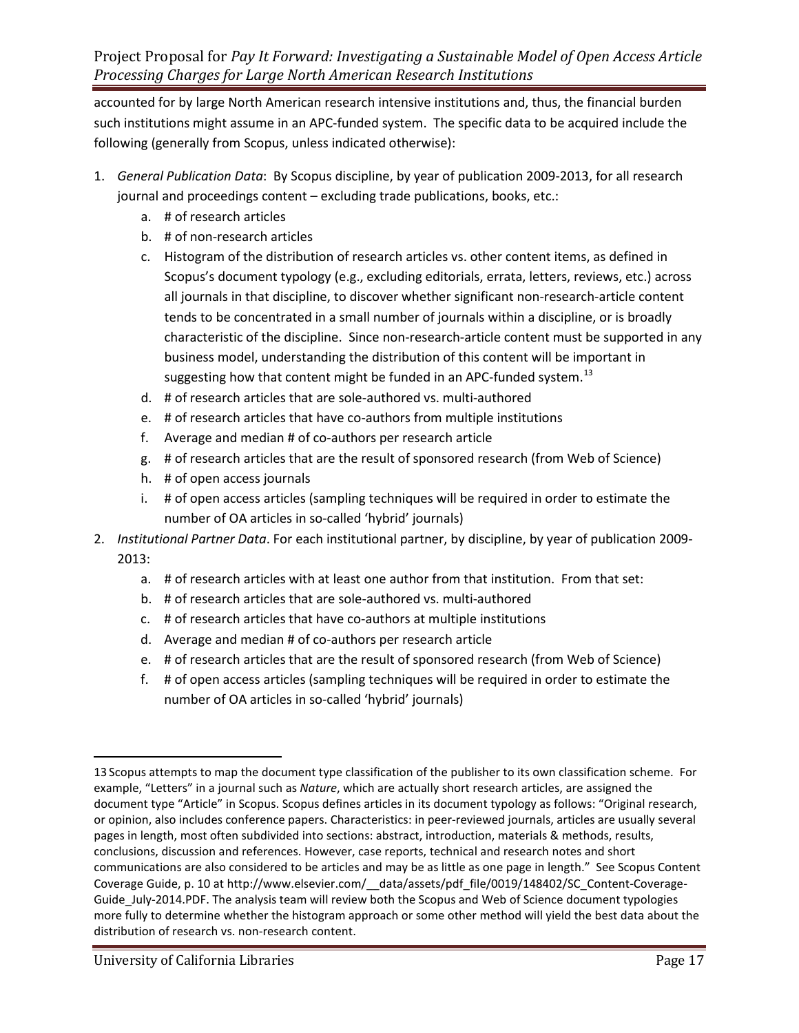accounted for by large North American research intensive institutions and, thus, the financial burden such institutions might assume in an APC-funded system. The specific data to be acquired include the following (generally from Scopus, unless indicated otherwise):

1. *General Publication Data*: By Scopus discipline, by year of publication 2009-2013, for all research journal and proceedings content – excluding trade publications, books, etc.:
   a. # of research articles
   b. # of non-research articles
   c. Histogram of the distribution of research articles vs. other content items, as defined in Scopus's document typology (e.g., excluding editorials, errata, letters, reviews, etc.) across all journals in that discipline, to discover whether significant non-research-article content tends to be concentrated in a small number of journals within a discipline, or is broadly characteristic of the discipline. Since non-research-article content must be supported in any business model, understanding the distribution of this content will be important in suggesting how that content might be funded in an APC-funded system.[13]
   d. # of research articles that are sole-authored vs. multi-authored
   e. # of research articles that have co-authors from multiple institutions
   f. Average and median # of co-authors per research article
   g. # of research articles that are the result of sponsored research (from Web of Science)
   h. # of open access journals
   i. # of open access articles (sampling techniques will be required in order to estimate the number of OA articles in so-called 'hybrid' journals)
2. *Institutional Partner Data*. For each institutional partner, by discipline, by year of publication 2009-2013:
   a. # of research articles with at least one author from that institution. From that set:
   b. # of research articles that are sole-authored vs. multi-authored
   c. # of research articles that have co-authors at multiple institutions
   d. Average and median # of co-authors per research article
   e. # of research articles that are the result of sponsored research (from Web of Science)
   f. # of open access articles (sampling techniques will be required in order to estimate the number of OA articles in so-called 'hybrid' journals)

---

13 Scopus attempts to map the document type classification of the publisher to its own classification scheme. For example, "Letters" in a journal such as *Nature*, which are actually short research articles, are assigned the document type "Article" in Scopus. Scopus defines articles in its document typology as follows: "Original research, or opinion, also includes conference papers. Characteristics: in peer-reviewed journals, articles are usually several pages in length, most often subdivided into sections: abstract, introduction, materials & methods, results, conclusions, discussion and references. However, case reports, technical and research notes and short communications are also considered to be articles and may be as little as one page in length." See Scopus Content Coverage Guide, p. 10 at http://www.elsevier.com/__data/assets/pdf_file/0019/148402/SC_Content-Coverage-Guide_July-2014.PDF. The analysis team will review both the Scopus and Web of Science document typologies more fully to determine whether the histogram approach or some other method will yield the best data about the distribution of research vs. non-research content.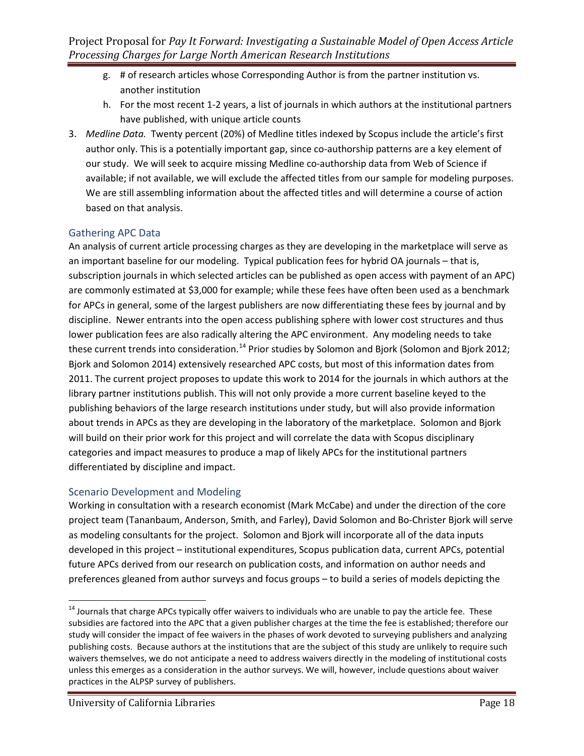g. # of research articles whose Corresponding Author is from the partner institution vs. another institution
   h. For the most recent 1-2 years, a list of journals in which authors at the institutional partners have published, with unique article counts

3. *Medline Data.* Twenty percent (20%) of Medline titles indexed by Scopus include the article's first author only. This is a potentially important gap, since co-authorship patterns are a key element of our study. We will seek to acquire missing Medline co-authorship data from Web of Science if available; if not available, we will exclude the affected titles from our sample for modeling purposes. We are still assembling information about the affected titles and will determine a course of action based on that analysis.

## Gathering APC Data

An analysis of current article processing charges as they are developing in the marketplace will serve as an important baseline for our modeling. Typical publication fees for hybrid OA journals – that is, subscription journals in which selected articles can be published as open access with payment of an APC) are commonly estimated at $3,000 for example; while these fees have often been used as a benchmark for APCs in general, some of the largest publishers are now differentiating these fees by journal and by discipline. Newer entrants into the open access publishing sphere with lower cost structures and thus lower publication fees are also radically altering the APC environment. Any modeling needs to take these current trends into consideration.[14] Prior studies by Solomon and Bjork (Solomon and Bjork 2012; Bjork and Solomon 2014) extensively researched APC costs, but most of this information dates from 2011. The current project proposes to update this work to 2014 for the journals in which authors at the library partner institutions publish. This will not only provide a more current baseline keyed to the publishing behaviors of the large research institutions under study, but will also provide information about trends in APCs as they are developing in the laboratory of the marketplace. Solomon and Bjork will build on their prior work for this project and will correlate the data with Scopus disciplinary categories and impact measures to produce a map of likely APCs for the institutional partners differentiated by discipline and impact.

## Scenario Development and Modeling

Working in consultation with a research economist (Mark McCabe) and under the direction of the core project team (Tananbaum, Anderson, Smith, and Farley), David Solomon and Bo-Christer Bjork will serve as modeling consultants for the project. Solomon and Bjork will incorporate all of the data inputs developed in this project – institutional expenditures, Scopus publication data, current APCs, potential future APCs derived from our research on publication costs, and information on author needs and preferences gleaned from author surveys and focus groups – to build a series of models depicting the

[14] Journals that charge APCs typically offer waivers to individuals who are unable to pay the article fee. These subsidies are factored into the APC that a given publisher charges at the time the fee is established; therefore our study will consider the impact of fee waivers in the phases of work devoted to surveying publishers and analyzing publishing costs. Because authors at the institutions that are the subject of this study are unlikely to require such waivers themselves, we do not anticipate a need to address waivers directly in the modeling of institutional costs unless this emerges as a consideration in the author surveys. We will, however, include questions about waiver practices in the ALPSP survey of publishers.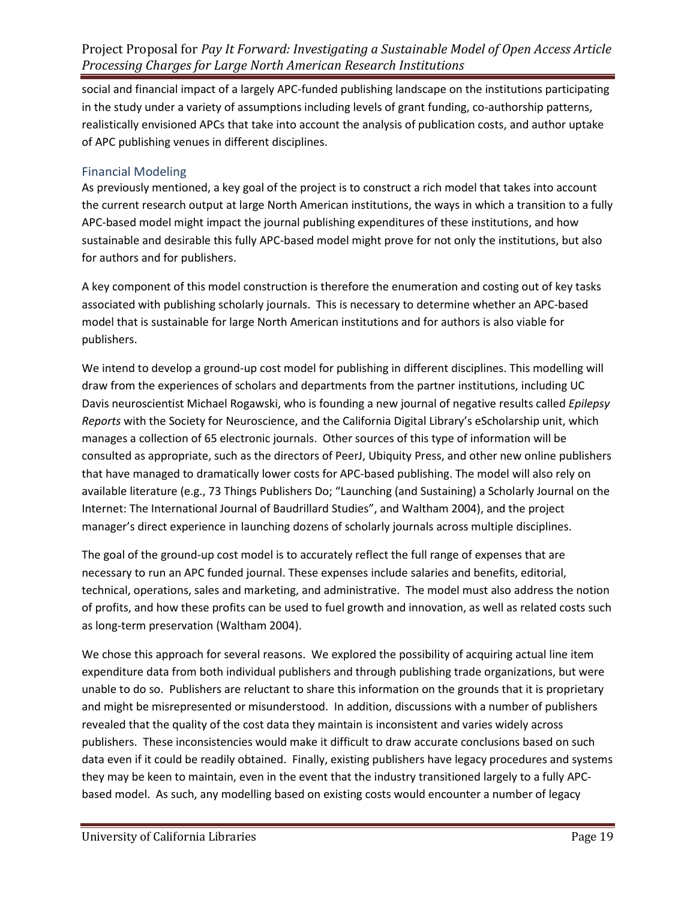social and financial impact of a largely APC-funded publishing landscape on the institutions participating in the study under a variety of assumptions including levels of grant funding, co-authorship patterns, realistically envisioned APCs that take into account the analysis of publication costs, and author uptake of APC publishing venues in different disciplines.

## Financial Modeling

As previously mentioned, a key goal of the project is to construct a rich model that takes into account the current research output at large North American institutions, the ways in which a transition to a fully APC-based model might impact the journal publishing expenditures of these institutions, and how sustainable and desirable this fully APC-based model might prove for not only the institutions, but also for authors and for publishers.

A key component of this model construction is therefore the enumeration and costing out of key tasks associated with publishing scholarly journals. This is necessary to determine whether an APC-based model that is sustainable for large North American institutions and for authors is also viable for publishers.

We intend to develop a ground-up cost model for publishing in different disciplines. This modelling will draw from the experiences of scholars and departments from the partner institutions, including UC Davis neuroscientist Michael Rogawski, who is founding a new journal of negative results called *Epilepsy Reports* with the Society for Neuroscience, and the California Digital Library's eScholarship unit, which manages a collection of 65 electronic journals. Other sources of this type of information will be consulted as appropriate, such as the directors of PeerJ, Ubiquity Press, and other new online publishers that have managed to dramatically lower costs for APC-based publishing. The model will also rely on available literature (e.g., 73 Things Publishers Do; "Launching (and Sustaining) a Scholarly Journal on the Internet: The International Journal of Baudrillard Studies", and Waltham 2004), and the project manager's direct experience in launching dozens of scholarly journals across multiple disciplines.

The goal of the ground-up cost model is to accurately reflect the full range of expenses that are necessary to run an APC funded journal. These expenses include salaries and benefits, editorial, technical, operations, sales and marketing, and administrative. The model must also address the notion of profits, and how these profits can be used to fuel growth and innovation, as well as related costs such as long-term preservation (Waltham 2004).

We chose this approach for several reasons. We explored the possibility of acquiring actual line item expenditure data from both individual publishers and through publishing trade organizations, but were unable to do so. Publishers are reluctant to share this information on the grounds that it is proprietary and might be misrepresented or misunderstood. In addition, discussions with a number of publishers revealed that the quality of the cost data they maintain is inconsistent and varies widely across publishers. These inconsistencies would make it difficult to draw accurate conclusions based on such data even if it could be readily obtained. Finally, existing publishers have legacy procedures and systems they may be keen to maintain, even in the event that the industry transitioned largely to a fully APC-based model. As such, any modelling based on existing costs would encounter a number of legacy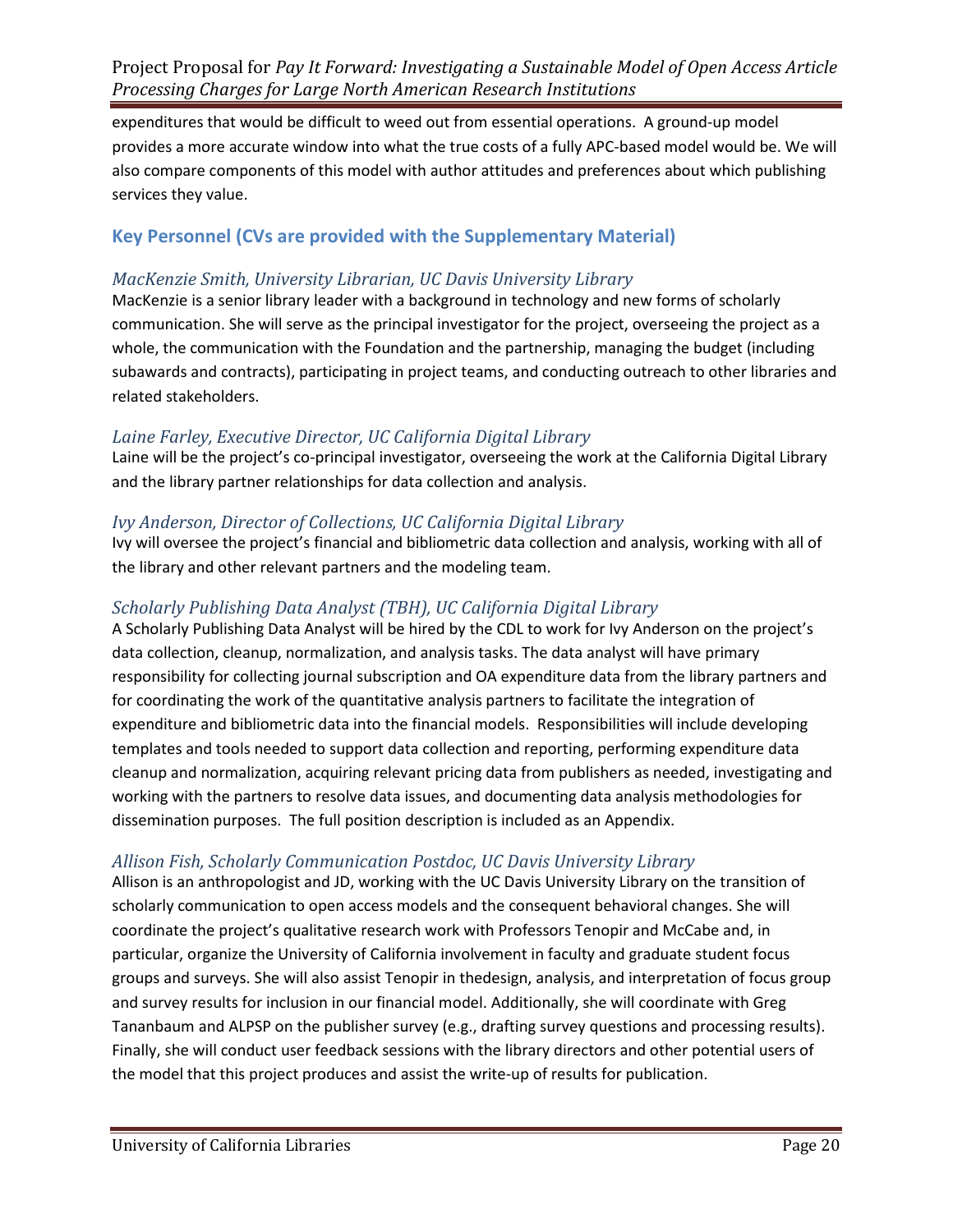expenditures that would be difficult to weed out from essential operations. A ground-up model provides a more accurate window into what the true costs of a fully APC-based model would be. We will also compare components of this model with author attitudes and preferences about which publishing services they value.

## Key Personnel (CVs are provided with the Supplementary Material)

### *MacKenzie Smith, University Librarian, UC Davis University Library*

MacKenzie is a senior library leader with a background in technology and new forms of scholarly communication. She will serve as the principal investigator for the project, overseeing the project as a whole, the communication with the Foundation and the partnership, managing the budget (including subawards and contracts), participating in project teams, and conducting outreach to other libraries and related stakeholders.

### *Laine Farley, Executive Director, UC California Digital Library*

Laine will be the project's co-principal investigator, overseeing the work at the California Digital Library and the library partner relationships for data collection and analysis.

### *Ivy Anderson, Director of Collections, UC California Digital Library*

Ivy will oversee the project's financial and bibliometric data collection and analysis, working with all of the library and other relevant partners and the modeling team.

### *Scholarly Publishing Data Analyst (TBH), UC California Digital Library*

A Scholarly Publishing Data Analyst will be hired by the CDL to work for Ivy Anderson on the project's data collection, cleanup, normalization, and analysis tasks. The data analyst will have primary responsibility for collecting journal subscription and OA expenditure data from the library partners and for coordinating the work of the quantitative analysis partners to facilitate the integration of expenditure and bibliometric data into the financial models. Responsibilities will include developing templates and tools needed to support data collection and reporting, performing expenditure data cleanup and normalization, acquiring relevant pricing data from publishers as needed, investigating and working with the partners to resolve data issues, and documenting data analysis methodologies for dissemination purposes. The full position description is included as an Appendix.

### *Allison Fish, Scholarly Communication Postdoc, UC Davis University Library*

Allison is an anthropologist and JD, working with the UC Davis University Library on the transition of scholarly communication to open access models and the consequent behavioral changes. She will coordinate the project's qualitative research work with Professors Tenopir and McCabe and, in particular, organize the University of California involvement in faculty and graduate student focus groups and surveys. She will also assist Tenopir in thedesign, analysis, and interpretation of focus group and survey results for inclusion in our financial model. Additionally, she will coordinate with Greg Tananbaum and ALPSP on the publisher survey (e.g., drafting survey questions and processing results). Finally, she will conduct user feedback sessions with the library directors and other potential users of the model that this project produces and assist the write-up of results for publication.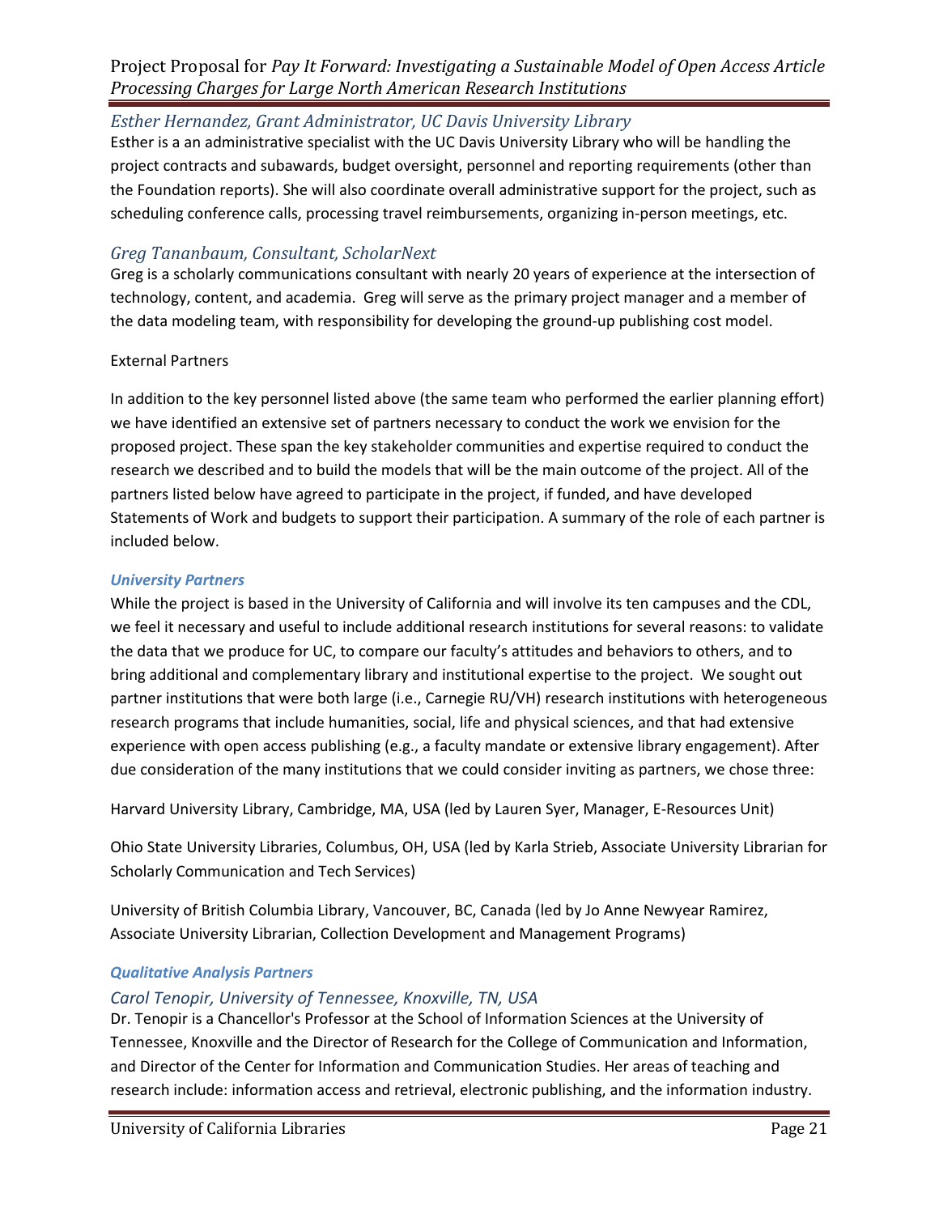### *Esther Hernandez, Grant Administrator, UC Davis University Library*

Esther is a an administrative specialist with the UC Davis University Library who will be handling the project contracts and subawards, budget oversight, personnel and reporting requirements (other than the Foundation reports). She will also coordinate overall administrative support for the project, such as scheduling conference calls, processing travel reimbursements, organizing in-person meetings, etc.

### *Greg Tananbaum, Consultant, ScholarNext*

Greg is a scholarly communications consultant with nearly 20 years of experience at the intersection of technology, content, and academia. Greg will serve as the primary project manager and a member of the data modeling team, with responsibility for developing the ground-up publishing cost model.

External Partners

In addition to the key personnel listed above (the same team who performed the earlier planning effort) we have identified an extensive set of partners necessary to conduct the work we envision for the proposed project. These span the key stakeholder communities and expertise required to conduct the research we described and to build the models that will be the main outcome of the project. All of the partners listed below have agreed to participate in the project, if funded, and have developed Statements of Work and budgets to support their participation. A summary of the role of each partner is included below.

#### ***University Partners***

While the project is based in the University of California and will involve its ten campuses and the CDL, we feel it necessary and useful to include additional research institutions for several reasons: to validate the data that we produce for UC, to compare our faculty's attitudes and behaviors to others, and to bring additional and complementary library and institutional expertise to the project. We sought out partner institutions that were both large (i.e., Carnegie RU/VH) research institutions with heterogeneous research programs that include humanities, social, life and physical sciences, and that had extensive experience with open access publishing (e.g., a faculty mandate or extensive library engagement). After due consideration of the many institutions that we could consider inviting as partners, we chose three:

Harvard University Library, Cambridge, MA, USA (led by Lauren Syer, Manager, E-Resources Unit)

Ohio State University Libraries, Columbus, OH, USA (led by Karla Strieb, Associate University Librarian for Scholarly Communication and Tech Services)

University of British Columbia Library, Vancouver, BC, Canada (led by Jo Anne Newyear Ramirez, Associate University Librarian, Collection Development and Management Programs)

#### ***Qualitative Analysis Partners***

### *Carol Tenopir, University of Tennessee, Knoxville, TN, USA*

Dr. Tenopir is a Chancellor's Professor at the School of Information Sciences at the University of Tennessee, Knoxville and the Director of Research for the College of Communication and Information, and Director of the Center for Information and Communication Studies. Her areas of teaching and research include: information access and retrieval, electronic publishing, and the information industry.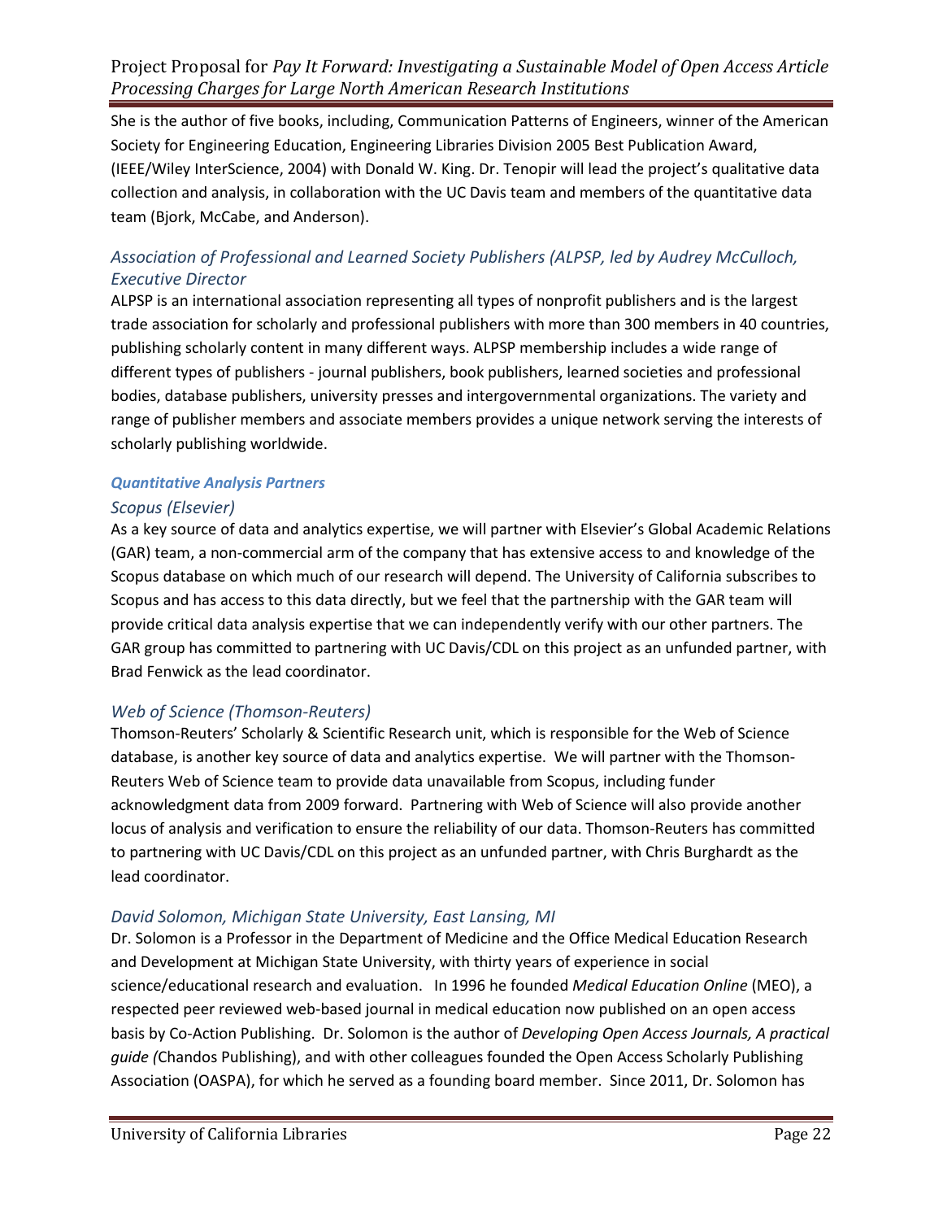She is the author of five books, including, Communication Patterns of Engineers, winner of the American Society for Engineering Education, Engineering Libraries Division 2005 Best Publication Award, (IEEE/Wiley InterScience, 2004) with Donald W. King. Dr. Tenopir will lead the project's qualitative data collection and analysis, in collaboration with the UC Davis team and members of the quantitative data team (Bjork, McCabe, and Anderson).

### *Association of Professional and Learned Society Publishers (ALPSP, led by Audrey McCulloch, Executive Director*

ALPSP is an international association representing all types of nonprofit publishers and is the largest trade association for scholarly and professional publishers with more than 300 members in 40 countries, publishing scholarly content in many different ways. ALPSP membership includes a wide range of different types of publishers - journal publishers, book publishers, learned societies and professional bodies, database publishers, university presses and intergovernmental organizations. The variety and range of publisher members and associate members provides a unique network serving the interests of scholarly publishing worldwide.

#### ***Quantitative Analysis Partners***

### *Scopus (Elsevier)*

As a key source of data and analytics expertise, we will partner with Elsevier's Global Academic Relations (GAR) team, a non-commercial arm of the company that has extensive access to and knowledge of the Scopus database on which much of our research will depend. The University of California subscribes to Scopus and has access to this data directly, but we feel that the partnership with the GAR team will provide critical data analysis expertise that we can independently verify with our other partners. The GAR group has committed to partnering with UC Davis/CDL on this project as an unfunded partner, with Brad Fenwick as the lead coordinator.

### *Web of Science (Thomson-Reuters)*

Thomson-Reuters' Scholarly & Scientific Research unit, which is responsible for the Web of Science database, is another key source of data and analytics expertise. We will partner with the Thomson-Reuters Web of Science team to provide data unavailable from Scopus, including funder acknowledgment data from 2009 forward. Partnering with Web of Science will also provide another locus of analysis and verification to ensure the reliability of our data. Thomson-Reuters has committed to partnering with UC Davis/CDL on this project as an unfunded partner, with Chris Burghardt as the lead coordinator.

### *David Solomon, Michigan State University, East Lansing, MI*

Dr. Solomon is a Professor in the Department of Medicine and the Office Medical Education Research and Development at Michigan State University, with thirty years of experience in social science/educational research and evaluation. In 1996 he founded *Medical Education Online* (MEO), a respected peer reviewed web-based journal in medical education now published on an open access basis by Co-Action Publishing. Dr. Solomon is the author of *Developing Open Access Journals, A practical guide (*Chandos Publishing), and with other colleagues founded the Open Access Scholarly Publishing Association (OASPA), for which he served as a founding board member. Since 2011, Dr. Solomon has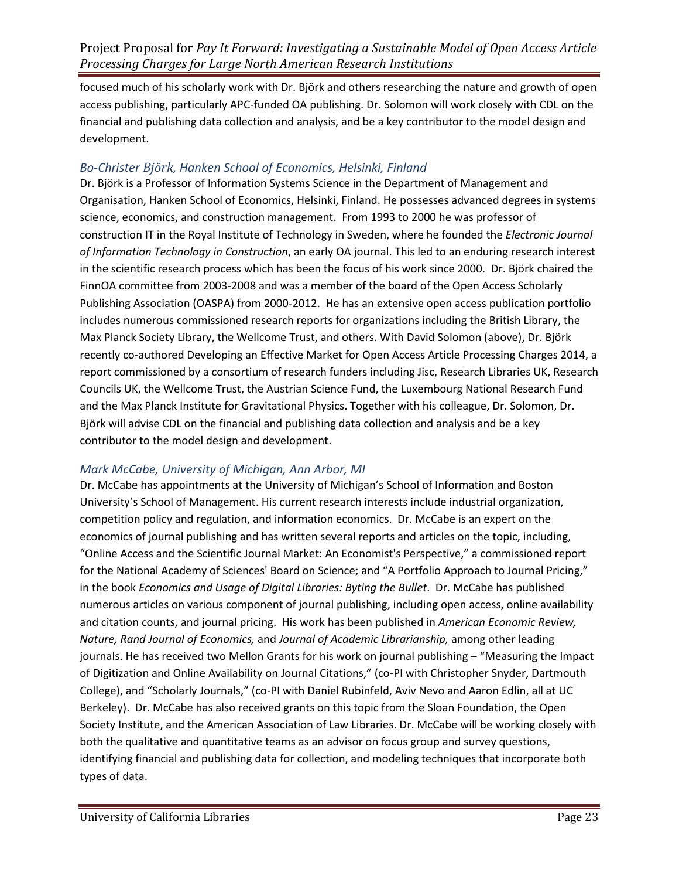focused much of his scholarly work with Dr. Björk and others researching the nature and growth of open access publishing, particularly APC-funded OA publishing. Dr. Solomon will work closely with CDL on the financial and publishing data collection and analysis, and be a key contributor to the model design and development.

### *Bo-Christer Björk, Hanken School of Economics, Helsinki, Finland*

Dr. Björk is a Professor of Information Systems Science in the Department of Management and Organisation, Hanken School of Economics, Helsinki, Finland. He possesses advanced degrees in systems science, economics, and construction management. From 1993 to 2000 he was professor of construction IT in the Royal Institute of Technology in Sweden, where he founded the *Electronic Journal of Information Technology in Construction*, an early OA journal. This led to an enduring research interest in the scientific research process which has been the focus of his work since 2000. Dr. Björk chaired the FinnOA committee from 2003-2008 and was a member of the board of the Open Access Scholarly Publishing Association (OASPA) from 2000-2012. He has an extensive open access publication portfolio includes numerous commissioned research reports for organizations including the British Library, the Max Planck Society Library, the Wellcome Trust, and others. With David Solomon (above), Dr. Björk recently co-authored Developing an Effective Market for Open Access Article Processing Charges 2014, a report commissioned by a consortium of research funders including Jisc, Research Libraries UK, Research Councils UK, the Wellcome Trust, the Austrian Science Fund, the Luxembourg National Research Fund and the Max Planck Institute for Gravitational Physics. Together with his colleague, Dr. Solomon, Dr. Björk will advise CDL on the financial and publishing data collection and analysis and be a key contributor to the model design and development.

### *Mark McCabe, University of Michigan, Ann Arbor, MI*

Dr. McCabe has appointments at the University of Michigan's School of Information and Boston University's School of Management. His current research interests include industrial organization, competition policy and regulation, and information economics. Dr. McCabe is an expert on the economics of journal publishing and has written several reports and articles on the topic, including, "Online Access and the Scientific Journal Market: An Economist's Perspective," a commissioned report for the National Academy of Sciences' Board on Science; and "A Portfolio Approach to Journal Pricing," in the book *Economics and Usage of Digital Libraries: Byting the Bullet*. Dr. McCabe has published numerous articles on various component of journal publishing, including open access, online availability and citation counts, and journal pricing. His work has been published in *American Economic Review, Nature, Rand Journal of Economics,* and *Journal of Academic Librarianship,* among other leading journals. He has received two Mellon Grants for his work on journal publishing – "Measuring the Impact of Digitization and Online Availability on Journal Citations," (co-PI with Christopher Snyder, Dartmouth College), and "Scholarly Journals," (co-PI with Daniel Rubinfeld, Aviv Nevo and Aaron Edlin, all at UC Berkeley). Dr. McCabe has also received grants on this topic from the Sloan Foundation, the Open Society Institute, and the American Association of Law Libraries. Dr. McCabe will be working closely with both the qualitative and quantitative teams as an advisor on focus group and survey questions, identifying financial and publishing data for collection, and modeling techniques that incorporate both types of data.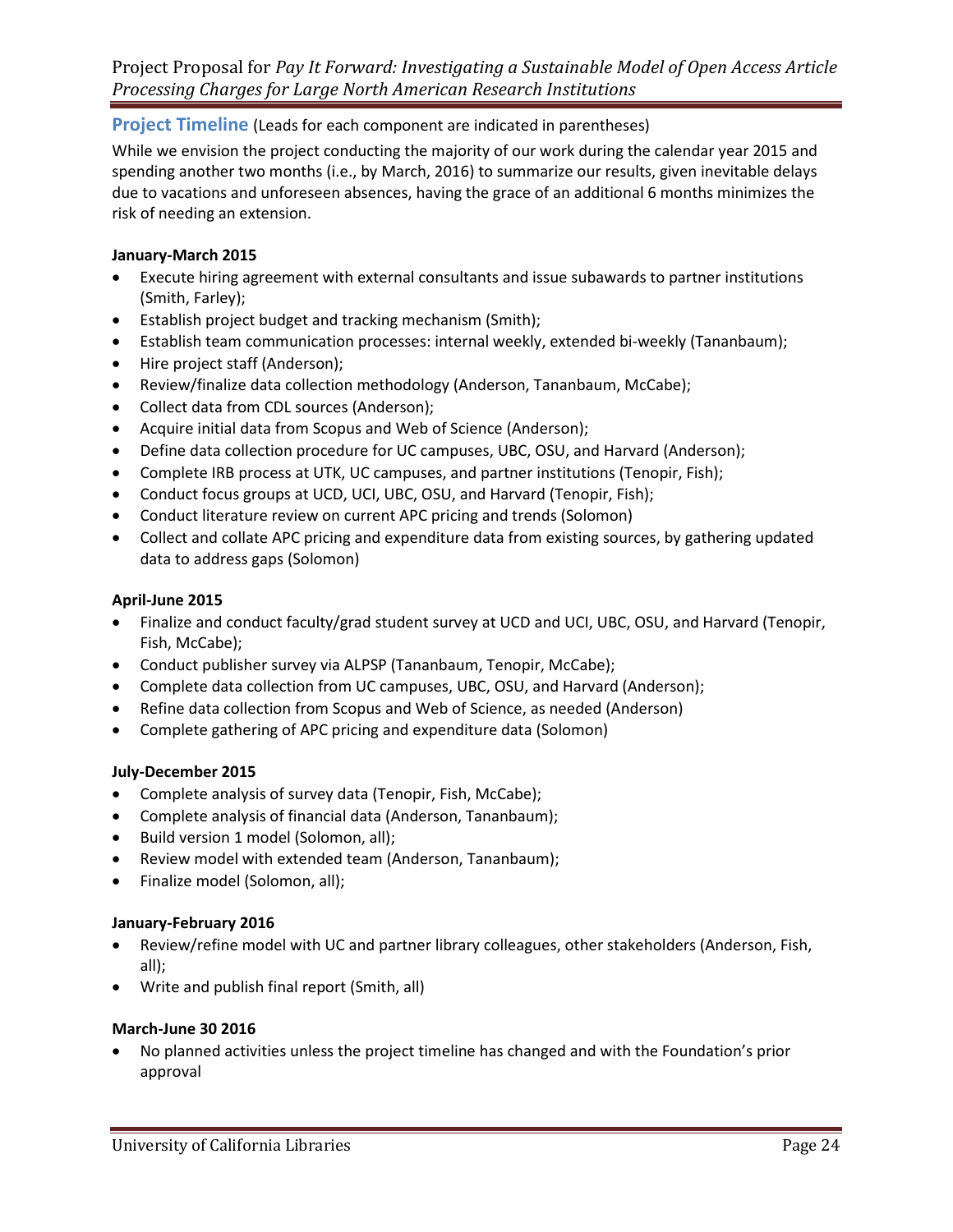## Project Timeline (Leads for each component are indicated in parentheses)

While we envision the project conducting the majority of our work during the calendar year 2015 and spending another two months (i.e., by March, 2016) to summarize our results, given inevitable delays due to vacations and unforeseen absences, having the grace of an additional 6 months minimizes the risk of needing an extension.

**January-March 2015**

- Execute hiring agreement with external consultants and issue subawards to partner institutions (Smith, Farley);
- Establish project budget and tracking mechanism (Smith);
- Establish team communication processes: internal weekly, extended bi-weekly (Tananbaum);
- Hire project staff (Anderson);
- Review/finalize data collection methodology (Anderson, Tananbaum, McCabe);
- Collect data from CDL sources (Anderson);
- Acquire initial data from Scopus and Web of Science (Anderson);
- Define data collection procedure for UC campuses, UBC, OSU, and Harvard (Anderson);
- Complete IRB process at UTK, UC campuses, and partner institutions (Tenopir, Fish);
- Conduct focus groups at UCD, UCI, UBC, OSU, and Harvard (Tenopir, Fish);
- Conduct literature review on current APC pricing and trends (Solomon)
- Collect and collate APC pricing and expenditure data from existing sources, by gathering updated data to address gaps (Solomon)

**April-June 2015**

- Finalize and conduct faculty/grad student survey at UCD and UCI, UBC, OSU, and Harvard (Tenopir, Fish, McCabe);
- Conduct publisher survey via ALPSP (Tananbaum, Tenopir, McCabe);
- Complete data collection from UC campuses, UBC, OSU, and Harvard (Anderson);
- Refine data collection from Scopus and Web of Science, as needed (Anderson)
- Complete gathering of APC pricing and expenditure data (Solomon)

**July-December 2015**

- Complete analysis of survey data (Tenopir, Fish, McCabe);
- Complete analysis of financial data (Anderson, Tananbaum);
- Build version 1 model (Solomon, all);
- Review model with extended team (Anderson, Tananbaum);
- Finalize model (Solomon, all);

**January-February 2016**

- Review/refine model with UC and partner library colleagues, other stakeholders (Anderson, Fish, all);
- Write and publish final report (Smith, all)

**March-June 30 2016**

- No planned activities unless the project timeline has changed and with the Foundation's prior approval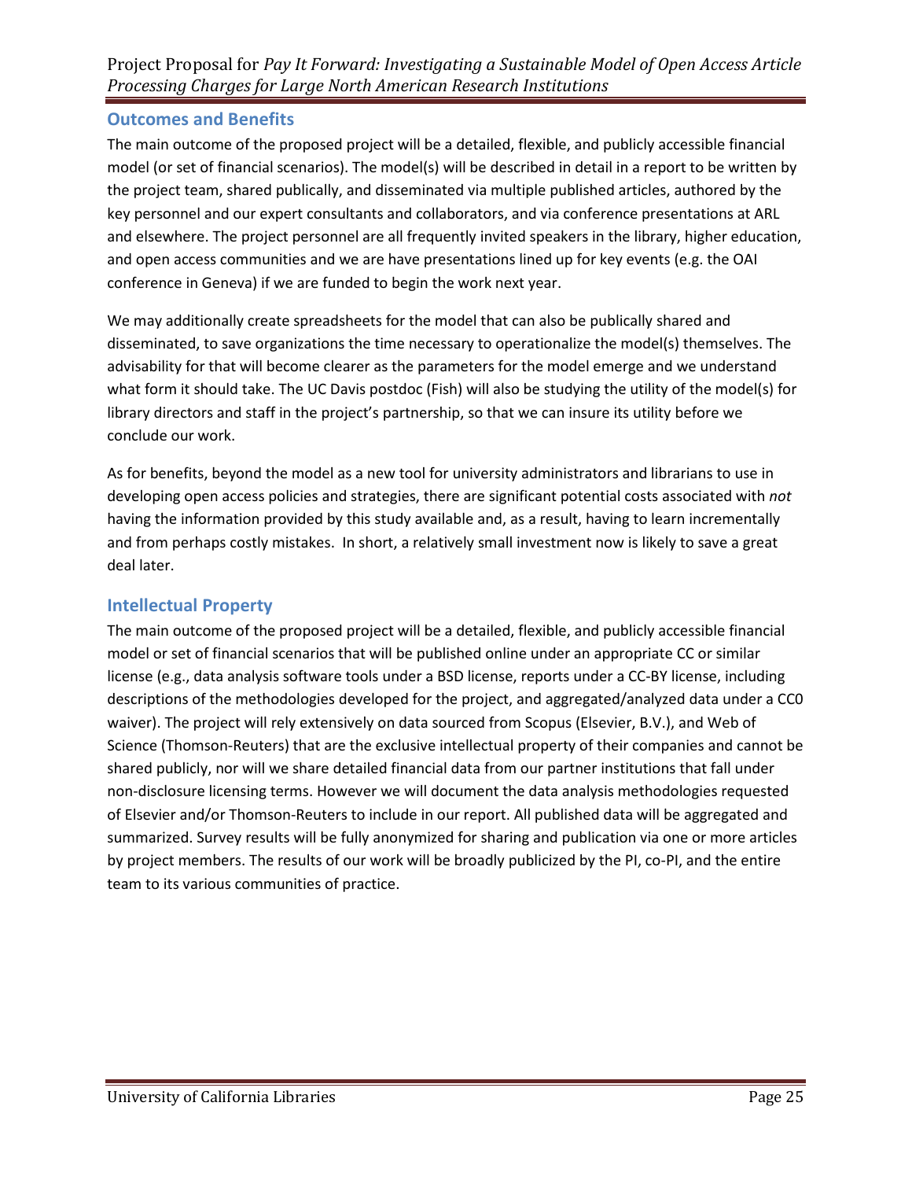## Outcomes and Benefits

The main outcome of the proposed project will be a detailed, flexible, and publicly accessible financial model (or set of financial scenarios). The model(s) will be described in detail in a report to be written by the project team, shared publically, and disseminated via multiple published articles, authored by the key personnel and our expert consultants and collaborators, and via conference presentations at ARL and elsewhere. The project personnel are all frequently invited speakers in the library, higher education, and open access communities and we are have presentations lined up for key events (e.g. the OAI conference in Geneva) if we are funded to begin the work next year.

We may additionally create spreadsheets for the model that can also be publically shared and disseminated, to save organizations the time necessary to operationalize the model(s) themselves. The advisability for that will become clearer as the parameters for the model emerge and we understand what form it should take. The UC Davis postdoc (Fish) will also be studying the utility of the model(s) for library directors and staff in the project's partnership, so that we can insure its utility before we conclude our work.

As for benefits, beyond the model as a new tool for university administrators and librarians to use in developing open access policies and strategies, there are significant potential costs associated with *not* having the information provided by this study available and, as a result, having to learn incrementally and from perhaps costly mistakes. In short, a relatively small investment now is likely to save a great deal later.

## Intellectual Property

The main outcome of the proposed project will be a detailed, flexible, and publicly accessible financial model or set of financial scenarios that will be published online under an appropriate CC or similar license (e.g., data analysis software tools under a BSD license, reports under a CC-BY license, including descriptions of the methodologies developed for the project, and aggregated/analyzed data under a CC0 waiver). The project will rely extensively on data sourced from Scopus (Elsevier, B.V.), and Web of Science (Thomson-Reuters) that are the exclusive intellectual property of their companies and cannot be shared publicly, nor will we share detailed financial data from our partner institutions that fall under non-disclosure licensing terms. However we will document the data analysis methodologies requested of Elsevier and/or Thomson-Reuters to include in our report. All published data will be aggregated and summarized. Survey results will be fully anonymized for sharing and publication via one or more articles by project members. The results of our work will be broadly publicized by the PI, co-PI, and the entire team to its various communities of practice.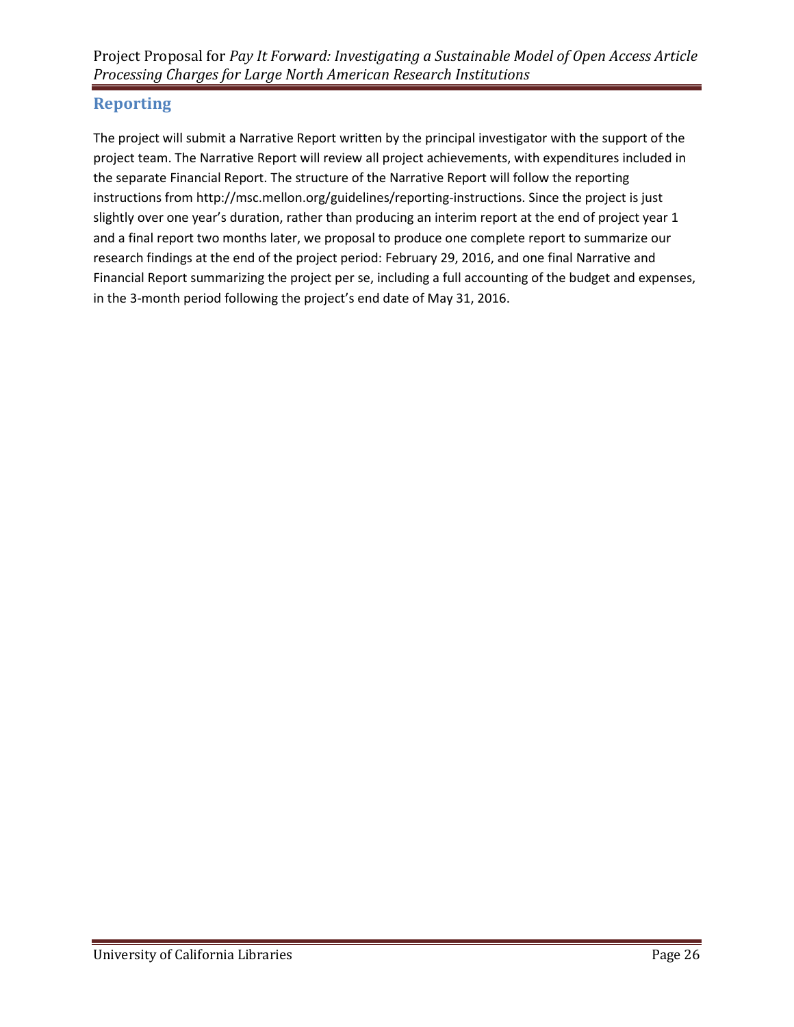## Reporting

The project will submit a Narrative Report written by the principal investigator with the support of the project team. The Narrative Report will review all project achievements, with expenditures included in the separate Financial Report. The structure of the Narrative Report will follow the reporting instructions from http://msc.mellon.org/guidelines/reporting-instructions. Since the project is just slightly over one year's duration, rather than producing an interim report at the end of project year 1 and a final report two months later, we proposal to produce one complete report to summarize our research findings at the end of the project period: February 29, 2016, and one final Narrative and Financial Report summarizing the project per se, including a full accounting of the budget and expenses, in the 3-month period following the project's end date of May 31, 2016.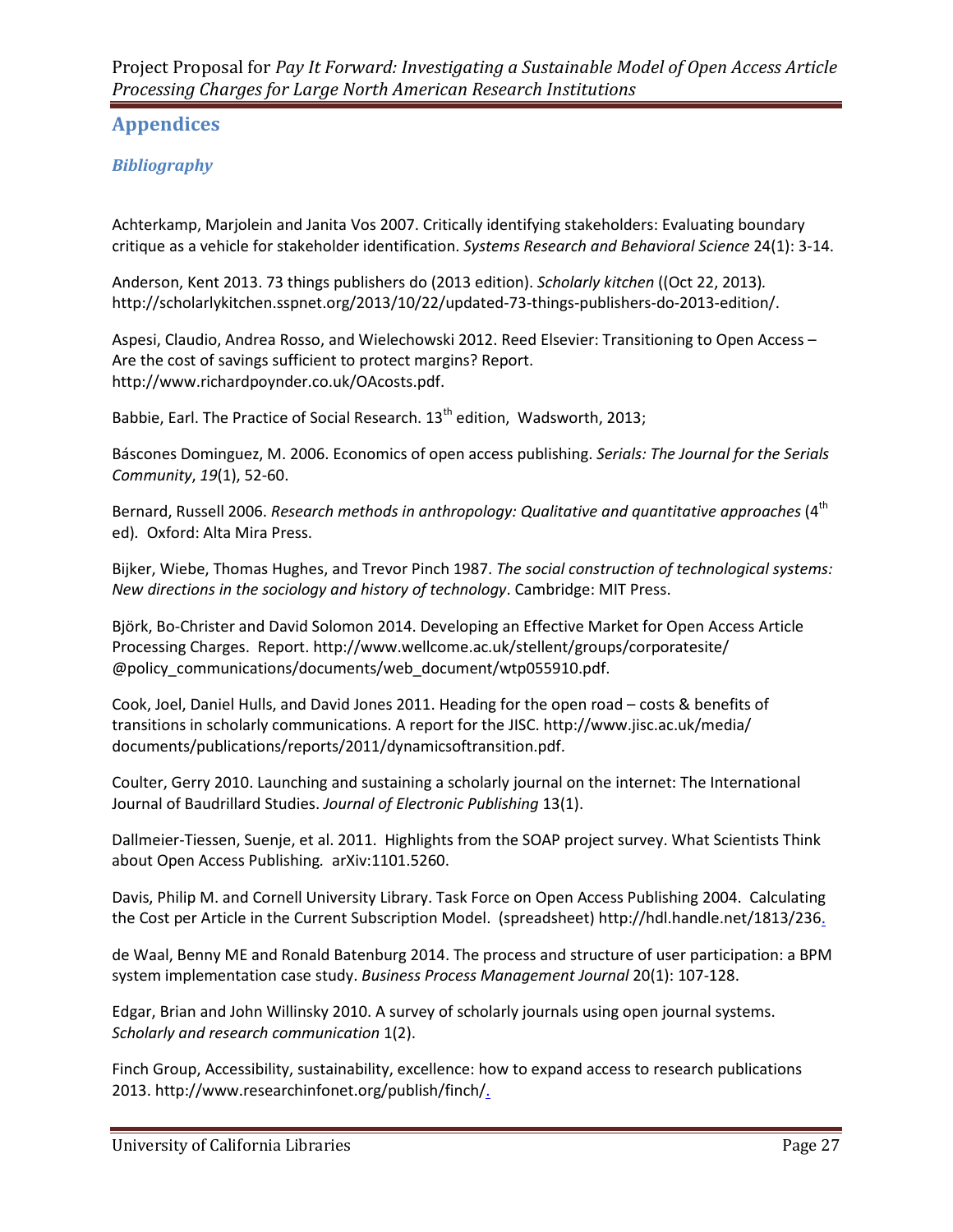## Appendices

### *Bibliography*

Achterkamp, Marjolein and Janita Vos 2007. Critically identifying stakeholders: Evaluating boundary critique as a vehicle for stakeholder identification. *Systems Research and Behavioral Science* 24(1): 3-14.

Anderson, Kent 2013. 73 things publishers do (2013 edition). *Scholarly kitchen* ((Oct 22, 2013). http://scholarlykitchen.sspnet.org/2013/10/22/updated-73-things-publishers-do-2013-edition/.

Aspesi, Claudio, Andrea Rosso, and Wielechowski 2012. Reed Elsevier: Transitioning to Open Access – Are the cost of savings sufficient to protect margins? Report. http://www.richardpoynder.co.uk/OAcosts.pdf.

Babbie, Earl. The Practice of Social Research. 13th edition, Wadsworth, 2013;

Báscones Dominguez, M. 2006. Economics of open access publishing. *Serials: The Journal for the Serials Community*, *19*(1), 52-60.

Bernard, Russell 2006. *Research methods in anthropology: Qualitative and quantitative approaches* (4th ed). Oxford: Alta Mira Press.

Bijker, Wiebe, Thomas Hughes, and Trevor Pinch 1987. *The social construction of technological systems: New directions in the sociology and history of technology*. Cambridge: MIT Press.

Björk, Bo-Christer and David Solomon 2014. Developing an Effective Market for Open Access Article Processing Charges. Report. http://www.wellcome.ac.uk/stellent/groups/corporatesite/ @policy_communications/documents/web_document/wtp055910.pdf.

Cook, Joel, Daniel Hulls, and David Jones 2011. Heading for the open road – costs & benefits of transitions in scholarly communications. A report for the JISC. http://www.jisc.ac.uk/media/ documents/publications/reports/2011/dynamicsoftransition.pdf.

Coulter, Gerry 2010. Launching and sustaining a scholarly journal on the internet: The International Journal of Baudrillard Studies. *Journal of Electronic Publishing* 13(1).

Dallmeier-Tiessen, Suenje, et al. 2011. Highlights from the SOAP project survey. What Scientists Think about Open Access Publishing. arXiv:1101.5260.

Davis, Philip M. and Cornell University Library. Task Force on Open Access Publishing 2004. Calculating the Cost per Article in the Current Subscription Model. (spreadsheet) http://hdl.handle.net/1813/236.

de Waal, Benny ME and Ronald Batenburg 2014. The process and structure of user participation: a BPM system implementation case study. *Business Process Management Journal* 20(1): 107-128.

Edgar, Brian and John Willinsky 2010. A survey of scholarly journals using open journal systems. *Scholarly and research communication* 1(2).

Finch Group, Accessibility, sustainability, excellence: how to expand access to research publications 2013. http://www.researchinfonet.org/publish/finch/.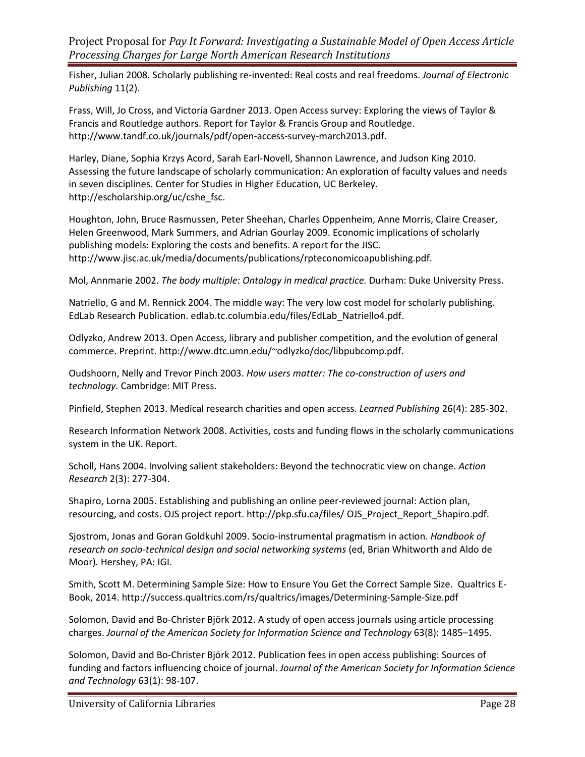Fisher, Julian 2008. Scholarly publishing re-invented: Real costs and real freedoms. *Journal of Electronic Publishing* 11(2).

Frass, Will, Jo Cross, and Victoria Gardner 2013. Open Access survey: Exploring the views of Taylor & Francis and Routledge authors. Report for Taylor & Francis Group and Routledge. http://www.tandf.co.uk/journals/pdf/open-access-survey-march2013.pdf.

Harley, Diane, Sophia Krzys Acord, Sarah Earl-Novell, Shannon Lawrence, and Judson King 2010. Assessing the future landscape of scholarly communication: An exploration of faculty values and needs in seven disciplines. Center for Studies in Higher Education, UC Berkeley. http://escholarship.org/uc/cshe_fsc.

Houghton, John, Bruce Rasmussen, Peter Sheehan, Charles Oppenheim, Anne Morris, Claire Creaser, Helen Greenwood, Mark Summers, and Adrian Gourlay 2009. Economic implications of scholarly publishing models: Exploring the costs and benefits. A report for the JISC. http://www.jisc.ac.uk/media/documents/publications/rpteconomicoapublishing.pdf.

Mol, Annmarie 2002. *The body multiple: Ontology in medical practice.* Durham: Duke University Press.

Natriello, G and M. Rennick 2004. The middle way: The very low cost model for scholarly publishing. EdLab Research Publication. edlab.tc.columbia.edu/files/EdLab_Natriello4.pdf.

Odlyzko, Andrew 2013. Open Access, library and publisher competition, and the evolution of general commerce. Preprint. http://www.dtc.umn.edu/~odlyzko/doc/libpubcomp.pdf.

Oudshoorn, Nelly and Trevor Pinch 2003. *How users matter: The co-construction of users and technology.* Cambridge: MIT Press.

Pinfield, Stephen 2013. Medical research charities and open access. *Learned Publishing* 26(4): 285-302.

Research Information Network 2008. Activities, costs and funding flows in the scholarly communications system in the UK. Report.

Scholl, Hans 2004. Involving salient stakeholders: Beyond the technocratic view on change. *Action Research* 2(3): 277-304.

Shapiro, Lorna 2005. Establishing and publishing an online peer-reviewed journal: Action plan, resourcing, and costs. OJS project report. http://pkp.sfu.ca/files/ OJS_Project_Report_Shapiro.pdf.

Sjostrom, Jonas and Goran Goldkuhl 2009. Socio-instrumental pragmatism in action. *Handbook of research on socio-technical design and social networking systems* (ed, Brian Whitworth and Aldo de Moor). Hershey, PA: IGI.

Smith, Scott M. Determining Sample Size: How to Ensure You Get the Correct Sample Size. Qualtrics E-Book, 2014. http://success.qualtrics.com/rs/qualtrics/images/Determining-Sample-Size.pdf

Solomon, David and Bo-Christer Björk 2012. A study of open access journals using article processing charges. *Journal of the American Society for Information Science and Technology* 63(8): 1485–1495.

Solomon, David and Bo-Christer Björk 2012. Publication fees in open access publishing: Sources of funding and factors influencing choice of journal. *Journal of the American Society for Information Science and Technology* 63(1): 98-107.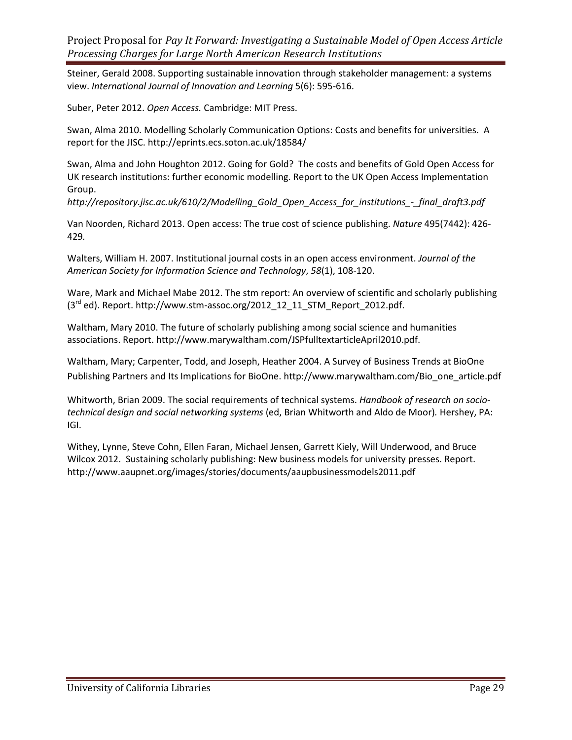Steiner, Gerald 2008. Supporting sustainable innovation through stakeholder management: a systems view. *International Journal of Innovation and Learning* 5(6): 595-616.

Suber, Peter 2012. *Open Access.* Cambridge: MIT Press.

Swan, Alma 2010. Modelling Scholarly Communication Options: Costs and benefits for universities. A report for the JISC. http://eprints.ecs.soton.ac.uk/18584/

Swan, Alma and John Houghton 2012. Going for Gold? The costs and benefits of Gold Open Access for UK research institutions: further economic modelling. Report to the UK Open Access Implementation Group.
*http://repository.jisc.ac.uk/610/2/Modelling_Gold_Open_Access_for_institutions_-_final_draft3.pdf*

Van Noorden, Richard 2013. Open access: The true cost of science publishing. *Nature* 495(7442): 426-429.

Walters, William H. 2007. Institutional journal costs in an open access environment. *Journal of the American Society for Information Science and Technology*, *58*(1), 108-120.

Ware, Mark and Michael Mabe 2012. The stm report: An overview of scientific and scholarly publishing (3rd ed). Report. http://www.stm-assoc.org/2012_12_11_STM_Report_2012.pdf.

Waltham, Mary 2010. The future of scholarly publishing among social science and humanities associations. Report. http://www.marywaltham.com/JSPfulltextarticleApril2010.pdf.

Waltham, Mary; Carpenter, Todd, and Joseph, Heather 2004. A Survey of Business Trends at BioOne Publishing Partners and Its Implications for BioOne. http://www.marywaltham.com/Bio_one_article.pdf

Whitworth, Brian 2009. The social requirements of technical systems. *Handbook of research on socio-technical design and social networking systems* (ed, Brian Whitworth and Aldo de Moor)*.* Hershey, PA: IGI.

Withey, Lynne, Steve Cohn, Ellen Faran, Michael Jensen, Garrett Kiely, Will Underwood, and Bruce Wilcox 2012. Sustaining scholarly publishing: New business models for university presses. Report. http://www.aaupnet.org/images/stories/documents/aaupbusinessmodels2011.pdf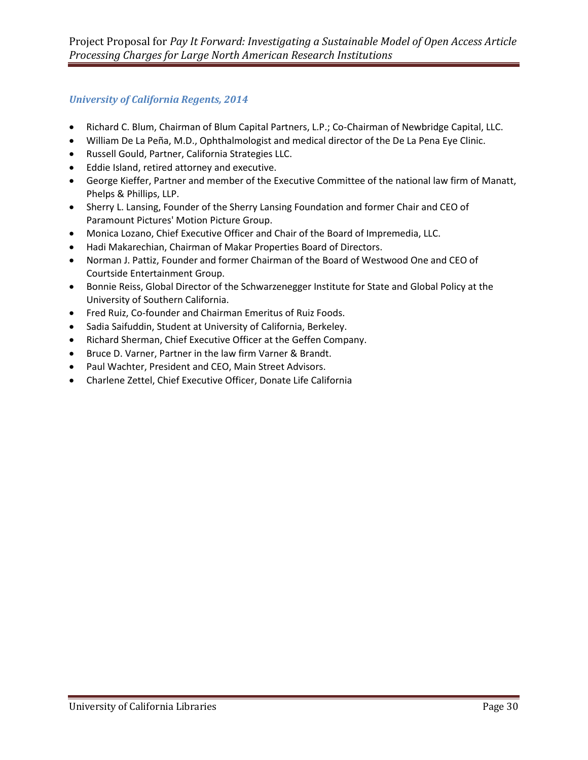### *University of California Regents, 2014*

- Richard C. Blum, Chairman of Blum Capital Partners, L.P.; Co-Chairman of Newbridge Capital, LLC.
- William De La Peña, M.D., Ophthalmologist and medical director of the De La Pena Eye Clinic.
- Russell Gould, Partner, California Strategies LLC.
- Eddie Island, retired attorney and executive.
- George Kieffer, Partner and member of the Executive Committee of the national law firm of Manatt, Phelps & Phillips, LLP.
- Sherry L. Lansing, Founder of the Sherry Lansing Foundation and former Chair and CEO of Paramount Pictures' Motion Picture Group.
- Monica Lozano, Chief Executive Officer and Chair of the Board of Impremedia, LLC.
- Hadi Makarechian, Chairman of Makar Properties Board of Directors.
- Norman J. Pattiz, Founder and former Chairman of the Board of Westwood One and CEO of Courtside Entertainment Group.
- Bonnie Reiss, Global Director of the Schwarzenegger Institute for State and Global Policy at the University of Southern California.
- Fred Ruiz, Co-founder and Chairman Emeritus of Ruiz Foods.
- Sadia Saifuddin, Student at University of California, Berkeley.
- Richard Sherman, Chief Executive Officer at the Geffen Company.
- Bruce D. Varner, Partner in the law firm Varner & Brandt.
- Paul Wachter, President and CEO, Main Street Advisors.
- Charlene Zettel, Chief Executive Officer, Donate Life California